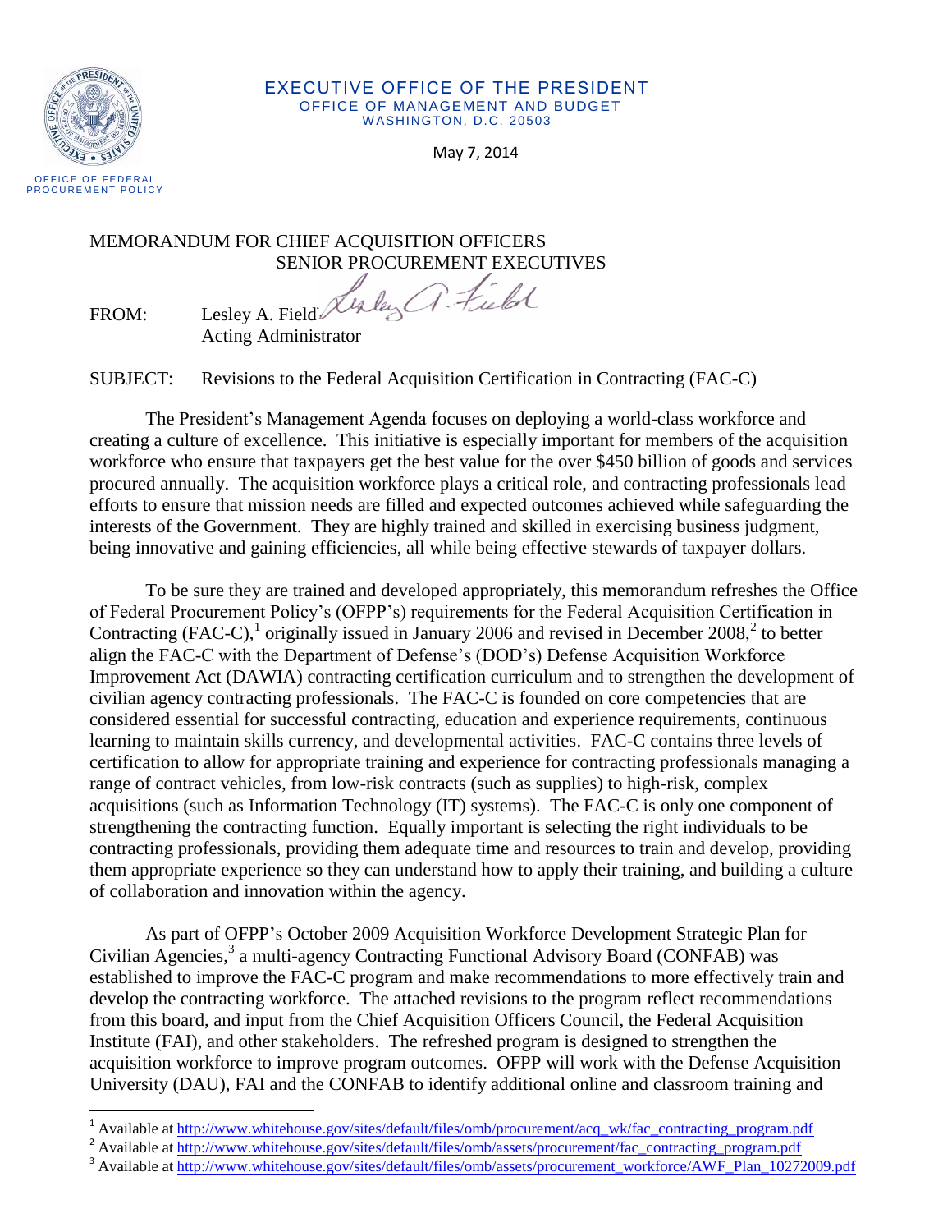EXECUTIVE OFFICE OF THE PRESIDENT
OFFICE OF MANAGEMENT AND BUDGET
WASHINGTON, D.C. 20503

OFFICE OF FEDERAL PROCUREMENT POLICY

May 7, 2014

MEMORANDUM FOR CHIEF ACQUISITION OFFICERS
SENIOR PROCUREMENT EXECUTIVES

FROM: Lesley A. Field
Acting Administrator

SUBJECT: Revisions to the Federal Acquisition Certification in Contracting (FAC-C)

The President's Management Agenda focuses on deploying a world-class workforce and creating a culture of excellence. This initiative is especially important for members of the acquisition workforce who ensure that taxpayers get the best value for the over $450 billion of goods and services procured annually. The acquisition workforce plays a critical role, and contracting professionals lead efforts to ensure that mission needs are filled and expected outcomes achieved while safeguarding the interests of the Government. They are highly trained and skilled in exercising business judgment, being innovative and gaining efficiencies, all while being effective stewards of taxpayer dollars.

To be sure they are trained and developed appropriately, this memorandum refreshes the Office of Federal Procurement Policy's (OFPP's) requirements for the Federal Acquisition Certification in Contracting (FAC-C),[1] originally issued in January 2006 and revised in December 2008,[2] to better align the FAC-C with the Department of Defense's (DOD's) Defense Acquisition Workforce Improvement Act (DAWIA) contracting certification curriculum and to strengthen the development of civilian agency contracting professionals. The FAC-C is founded on core competencies that are considered essential for successful contracting, education and experience requirements, continuous learning to maintain skills currency, and developmental activities. FAC-C contains three levels of certification to allow for appropriate training and experience for contracting professionals managing a range of contract vehicles, from low-risk contracts (such as supplies) to high-risk, complex acquisitions (such as Information Technology (IT) systems). The FAC-C is only one component of strengthening the contracting function. Equally important is selecting the right individuals to be contracting professionals, providing them adequate time and resources to train and develop, providing them appropriate experience so they can understand how to apply their training, and building a culture of collaboration and innovation within the agency.

As part of OFPP's October 2009 Acquisition Workforce Development Strategic Plan for Civilian Agencies,[3] a multi-agency Contracting Functional Advisory Board (CONFAB) was established to improve the FAC-C program and make recommendations to more effectively train and develop the contracting workforce. The attached revisions to the program reflect recommendations from this board, and input from the Chief Acquisition Officers Council, the Federal Acquisition Institute (FAI), and other stakeholders. The refreshed program is designed to strengthen the acquisition workforce to improve program outcomes. OFPP will work with the Defense Acquisition University (DAU), FAI and the CONFAB to identify additional online and classroom training and

[1] Available at http://www.whitehouse.gov/sites/default/files/omb/procurement/acq_wk/fac_contracting_program.pdf

[2] Available at http://www.whitehouse.gov/sites/default/files/omb/assets/procurement/fac_contracting_program.pdf

[3] Available at http://www.whitehouse.gov/sites/default/files/omb/assets/procurement_workforce/AWF_Plan_10272009.pdf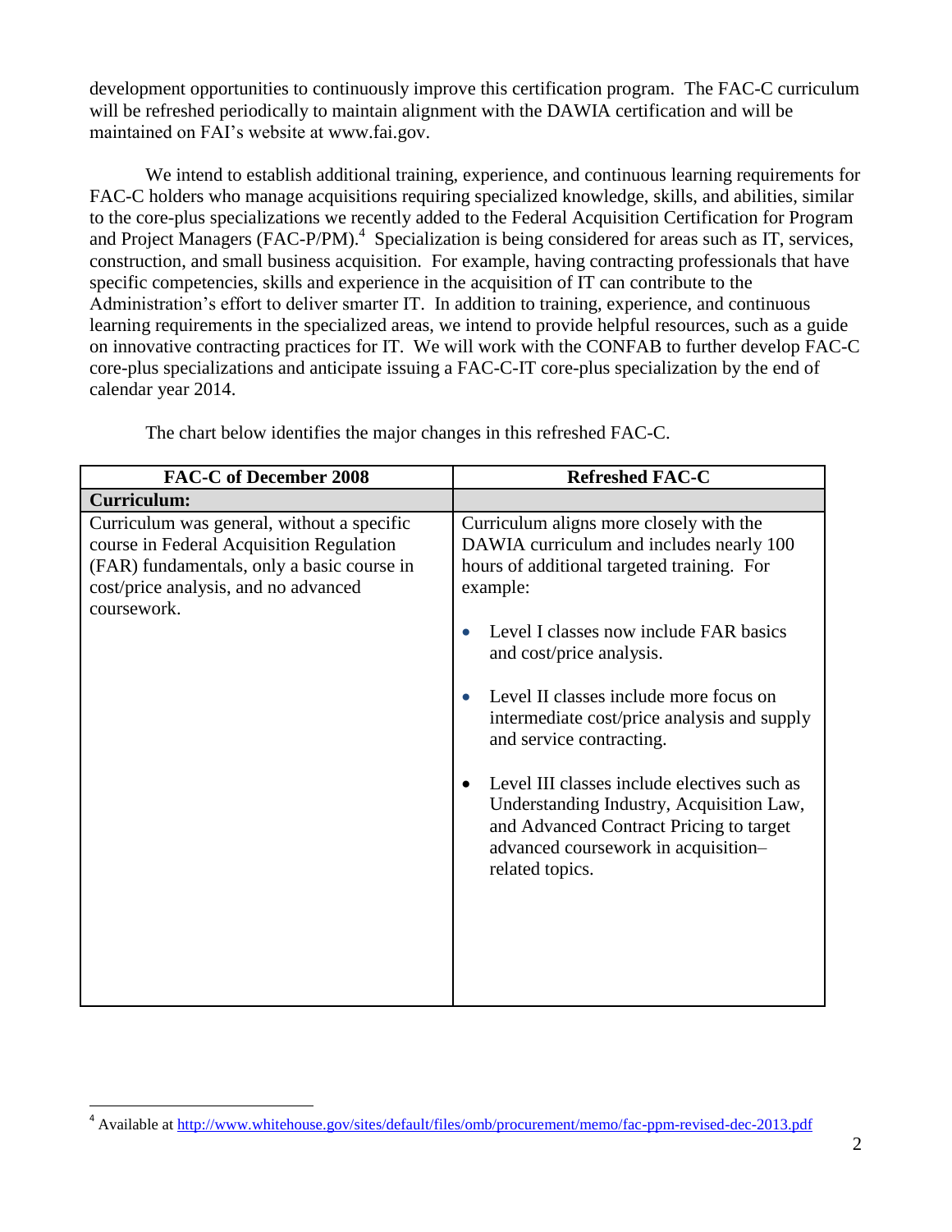development opportunities to continuously improve this certification program. The FAC-C curriculum will be refreshed periodically to maintain alignment with the DAWIA certification and will be maintained on FAI's website at www.fai.gov.

We intend to establish additional training, experience, and continuous learning requirements for FAC-C holders who manage acquisitions requiring specialized knowledge, skills, and abilities, similar to the core-plus specializations we recently added to the Federal Acquisition Certification for Program and Project Managers (FAC-P/PM).[4] Specialization is being considered for areas such as IT, services, construction, and small business acquisition. For example, having contracting professionals that have specific competencies, skills and experience in the acquisition of IT can contribute to the Administration's effort to deliver smarter IT. In addition to training, experience, and continuous learning requirements in the specialized areas, we intend to provide helpful resources, such as a guide on innovative contracting practices for IT. We will work with the CONFAB to further develop FAC-C core-plus specializations and anticipate issuing a FAC-C-IT core-plus specialization by the end of calendar year 2014.

The chart below identifies the major changes in this refreshed FAC-C.

| FAC-C of December 2008 | Refreshed FAC-C |
|---|---|
| **Curriculum:** | |
| Curriculum was general, without a specific course in Federal Acquisition Regulation (FAR) fundamentals, only a basic course in cost/price analysis, and no advanced coursework. | Curriculum aligns more closely with the DAWIA curriculum and includes nearly 100 hours of additional targeted training. For example:<br>• Level I classes now include FAR basics and cost/price analysis.<br>• Level II classes include more focus on intermediate cost/price analysis and supply and service contracting.<br>• Level III classes include electives such as Understanding Industry, Acquisition Law, and Advanced Contract Pricing to target advanced coursework in acquisition–related topics. |

[4] Available at http://www.whitehouse.gov/sites/default/files/omb/procurement/memo/fac-ppm-revised-dec-2013.pdf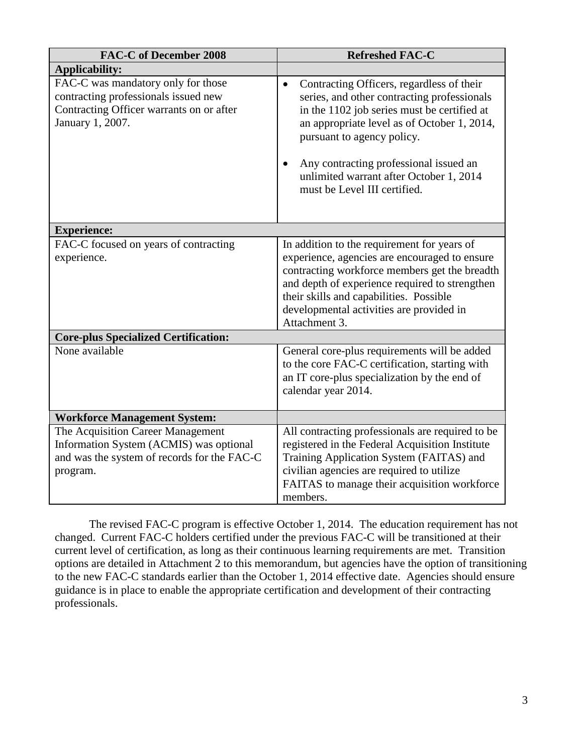| FAC-C of December 2008 | Refreshed FAC-C |
|---|---|
| **Applicability:** | |
| FAC-C was mandatory only for those contracting professionals issued new Contracting Officer warrants on or after January 1, 2007. | • Contracting Officers, regardless of their series, and other contracting professionals in the 1102 job series must be certified at an appropriate level as of October 1, 2014, pursuant to agency policy.<br><br>• Any contracting professional issued an unlimited warrant after October 1, 2014 must be Level III certified. |
| **Experience:** | |
| FAC-C focused on years of contracting experience. | In addition to the requirement for years of experience, agencies are encouraged to ensure contracting workforce members get the breadth and depth of experience required to strengthen their skills and capabilities. Possible developmental activities are provided in Attachment 3. |
| **Core-plus Specialized Certification:** | |
| None available | General core-plus requirements will be added to the core FAC-C certification, starting with an IT core-plus specialization by the end of calendar year 2014. |
| **Workforce Management System:** | |
| The Acquisition Career Management Information System (ACMIS) was optional and was the system of records for the FAC-C program. | All contracting professionals are required to be registered in the Federal Acquisition Institute Training Application System (FAITAS) and civilian agencies are required to utilize FAITAS to manage their acquisition workforce members. |

The revised FAC-C program is effective October 1, 2014. The education requirement has not changed. Current FAC-C holders certified under the previous FAC-C will be transitioned at their current level of certification, as long as their continuous learning requirements are met. Transition options are detailed in Attachment 2 to this memorandum, but agencies have the option of transitioning to the new FAC-C standards earlier than the October 1, 2014 effective date. Agencies should ensure guidance is in place to enable the appropriate certification and development of their contracting professionals.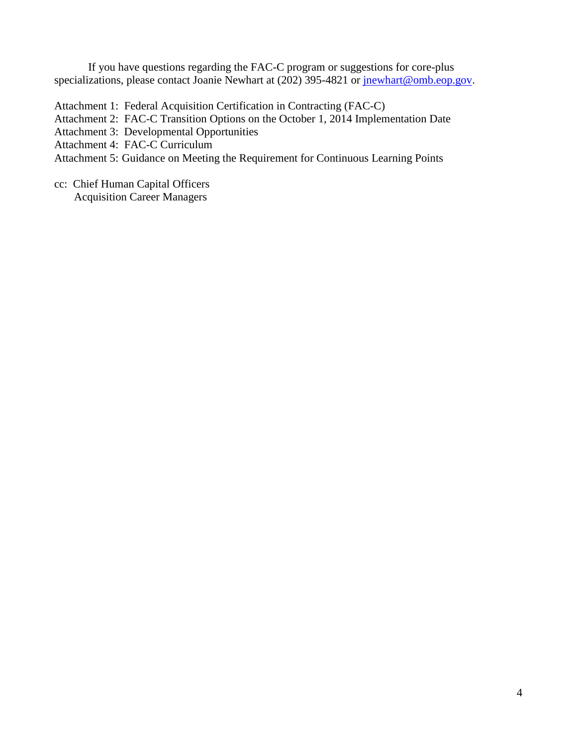If you have questions regarding the FAC-C program or suggestions for core-plus specializations, please contact Joanie Newhart at (202) 395-4821 or [jnewhart@omb.eop.gov](mailto:jnewhart@omb.eop.gov).

Attachment 1: Federal Acquisition Certification in Contracting (FAC-C)
Attachment 2: FAC-C Transition Options on the October 1, 2014 Implementation Date
Attachment 3: Developmental Opportunities
Attachment 4: FAC-C Curriculum
Attachment 5: Guidance on Meeting the Requirement for Continuous Learning Points

cc: Chief Human Capital Officers
Acquisition Career Managers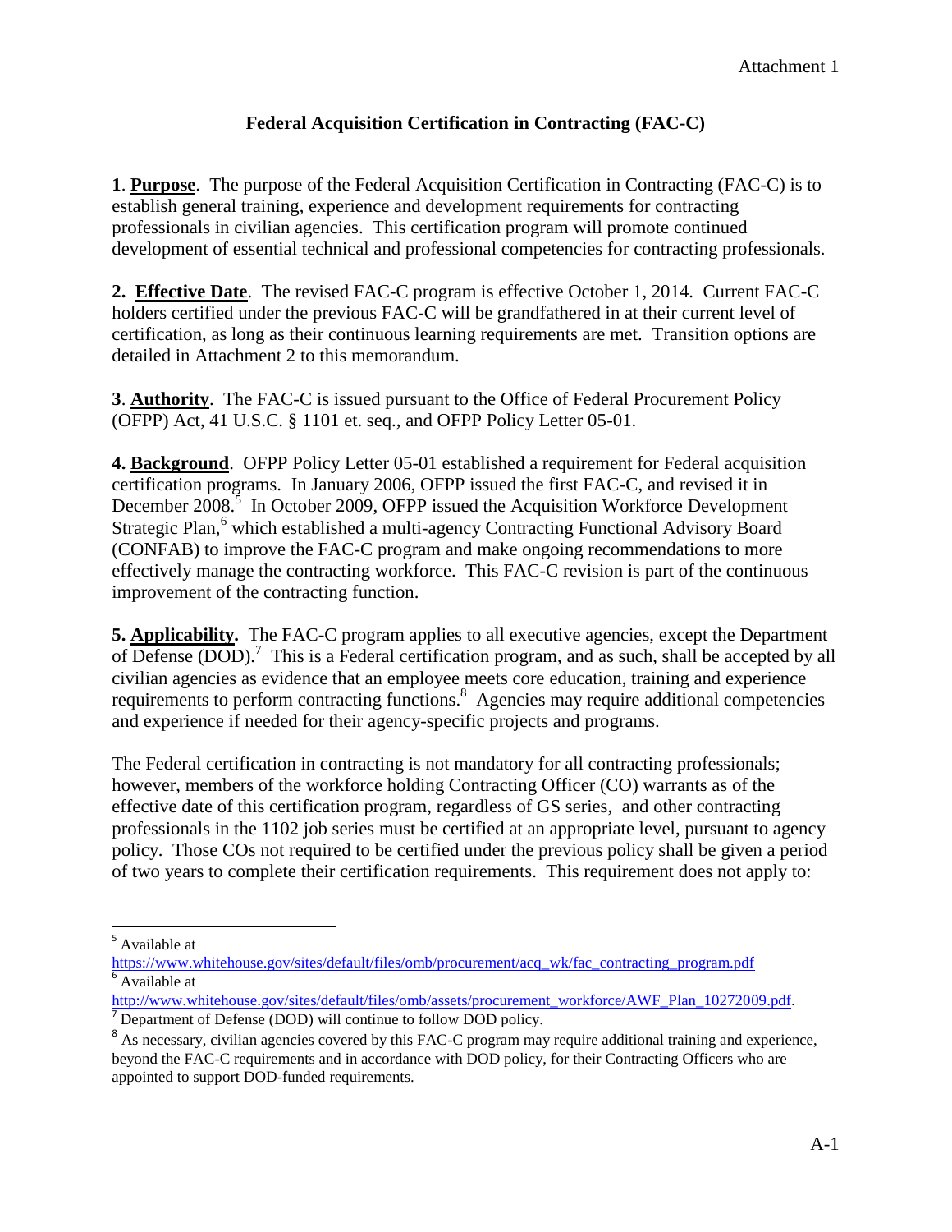Attachment 1

# Federal Acquisition Certification in Contracting (FAC-C)

**1**. **Purpose**. The purpose of the Federal Acquisition Certification in Contracting (FAC-C) is to establish general training, experience and development requirements for contracting professionals in civilian agencies. This certification program will promote continued development of essential technical and professional competencies for contracting professionals.

**2. Effective Date**. The revised FAC-C program is effective October 1, 2014. Current FAC-C holders certified under the previous FAC-C will be grandfathered in at their current level of certification, as long as their continuous learning requirements are met. Transition options are detailed in Attachment 2 to this memorandum.

**3**. **Authority**. The FAC-C is issued pursuant to the Office of Federal Procurement Policy (OFPP) Act, 41 U.S.C. § 1101 et. seq., and OFPP Policy Letter 05-01.

**4. Background**. OFPP Policy Letter 05-01 established a requirement for Federal acquisition certification programs. In January 2006, OFPP issued the first FAC-C, and revised it in December 2008.[5] In October 2009, OFPP issued the Acquisition Workforce Development Strategic Plan,[6] which established a multi-agency Contracting Functional Advisory Board (CONFAB) to improve the FAC-C program and make ongoing recommendations to more effectively manage the contracting workforce. This FAC-C revision is part of the continuous improvement of the contracting function.

**5. Applicability.** The FAC-C program applies to all executive agencies, except the Department of Defense (DOD).[7] This is a Federal certification program, and as such, shall be accepted by all civilian agencies as evidence that an employee meets core education, training and experience requirements to perform contracting functions.[8] Agencies may require additional competencies and experience if needed for their agency-specific projects and programs.

The Federal certification in contracting is not mandatory for all contracting professionals; however, members of the workforce holding Contracting Officer (CO) warrants as of the effective date of this certification program, regardless of GS series, and other contracting professionals in the 1102 job series must be certified at an appropriate level, pursuant to agency policy. Those COs not required to be certified under the previous policy shall be given a period of two years to complete their certification requirements. This requirement does not apply to:

---

[5] Available at https://www.whitehouse.gov/sites/default/files/omb/procurement/acq_wk/fac_contracting_program.pdf

[6] Available at http://www.whitehouse.gov/sites/default/files/omb/assets/procurement_workforce/AWF_Plan_10272009.pdf.

[7] Department of Defense (DOD) will continue to follow DOD policy.

[8] As necessary, civilian agencies covered by this FAC-C program may require additional training and experience, beyond the FAC-C requirements and in accordance with DOD policy, for their Contracting Officers who are appointed to support DOD-funded requirements.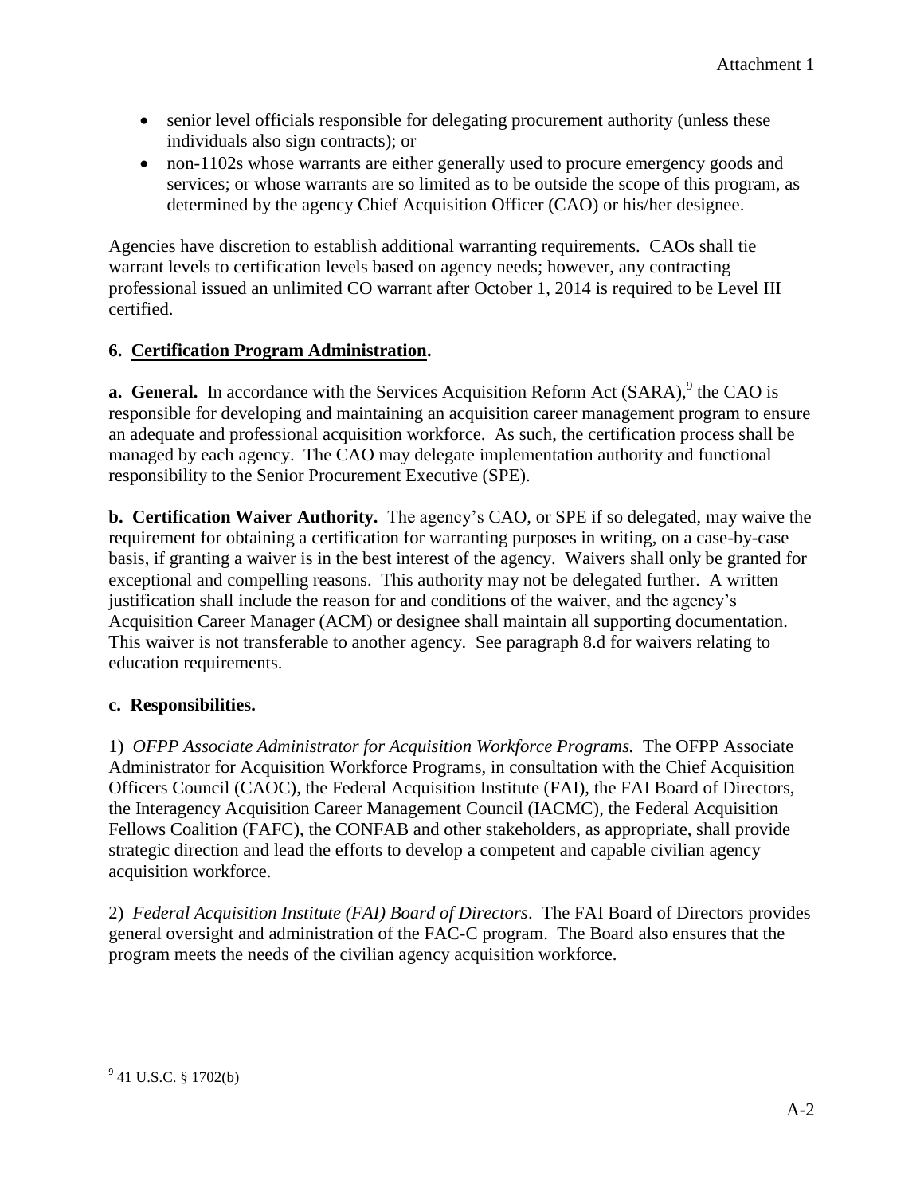- senior level officials responsible for delegating procurement authority (unless these individuals also sign contracts); or
- non-1102s whose warrants are either generally used to procure emergency goods and services; or whose warrants are so limited as to be outside the scope of this program, as determined by the agency Chief Acquisition Officer (CAO) or his/her designee.

Agencies have discretion to establish additional warranting requirements. CAOs shall tie warrant levels to certification levels based on agency needs; however, any contracting professional issued an unlimited CO warrant after October 1, 2014 is required to be Level III certified.

## 6. Certification Program Administration.

**a. General.** In accordance with the Services Acquisition Reform Act (SARA),[9] the CAO is responsible for developing and maintaining an acquisition career management program to ensure an adequate and professional acquisition workforce. As such, the certification process shall be managed by each agency. The CAO may delegate implementation authority and functional responsibility to the Senior Procurement Executive (SPE).

**b. Certification Waiver Authority.** The agency's CAO, or SPE if so delegated, may waive the requirement for obtaining a certification for warranting purposes in writing, on a case-by-case basis, if granting a waiver is in the best interest of the agency. Waivers shall only be granted for exceptional and compelling reasons. This authority may not be delegated further. A written justification shall include the reason for and conditions of the waiver, and the agency's Acquisition Career Manager (ACM) or designee shall maintain all supporting documentation. This waiver is not transferable to another agency. See paragraph 8.d for waivers relating to education requirements.

**c. Responsibilities.**

1) *OFPP Associate Administrator for Acquisition Workforce Programs.* The OFPP Associate Administrator for Acquisition Workforce Programs, in consultation with the Chief Acquisition Officers Council (CAOC), the Federal Acquisition Institute (FAI), the FAI Board of Directors, the Interagency Acquisition Career Management Council (IACMC), the Federal Acquisition Fellows Coalition (FAFC), the CONFAB and other stakeholders, as appropriate, shall provide strategic direction and lead the efforts to develop a competent and capable civilian agency acquisition workforce.

2) *Federal Acquisition Institute (FAI) Board of Directors*. The FAI Board of Directors provides general oversight and administration of the FAC-C program. The Board also ensures that the program meets the needs of the civilian agency acquisition workforce.

[9] 41 U.S.C. § 1702(b)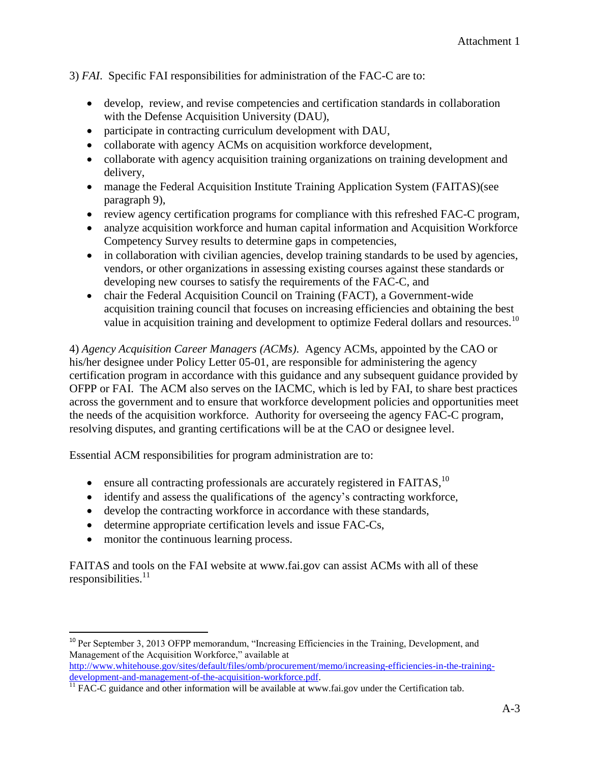3) *FAI*. Specific FAI responsibilities for administration of the FAC-C are to:

- develop, review, and revise competencies and certification standards in collaboration with the Defense Acquisition University (DAU),
- participate in contracting curriculum development with DAU,
- collaborate with agency ACMs on acquisition workforce development,
- collaborate with agency acquisition training organizations on training development and delivery,
- manage the Federal Acquisition Institute Training Application System (FAITAS)(see paragraph 9),
- review agency certification programs for compliance with this refreshed FAC-C program,
- analyze acquisition workforce and human capital information and Acquisition Workforce Competency Survey results to determine gaps in competencies,
- in collaboration with civilian agencies, develop training standards to be used by agencies, vendors, or other organizations in assessing existing courses against these standards or developing new courses to satisfy the requirements of the FAC-C, and
- chair the Federal Acquisition Council on Training (FACT), a Government-wide acquisition training council that focuses on increasing efficiencies and obtaining the best value in acquisition training and development to optimize Federal dollars and resources.[10]

4) *Agency Acquisition Career Managers (ACMs)*. Agency ACMs, appointed by the CAO or his/her designee under Policy Letter 05-01, are responsible for administering the agency certification program in accordance with this guidance and any subsequent guidance provided by OFPP or FAI. The ACM also serves on the IACMC, which is led by FAI, to share best practices across the government and to ensure that workforce development policies and opportunities meet the needs of the acquisition workforce. Authority for overseeing the agency FAC-C program, resolving disputes, and granting certifications will be at the CAO or designee level.

Essential ACM responsibilities for program administration are to:

- ensure all contracting professionals are accurately registered in FAITAS,[10]
- identify and assess the qualifications of the agency's contracting workforce,
- develop the contracting workforce in accordance with these standards,
- determine appropriate certification levels and issue FAC-Cs,
- monitor the continuous learning process.

FAITAS and tools on the FAI website at www.fai.gov can assist ACMs with all of these responsibilities.[11]

---

[10] Per September 3, 2013 OFPP memorandum, "Increasing Efficiencies in the Training, Development, and Management of the Acquisition Workforce," available at http://www.whitehouse.gov/sites/default/files/omb/procurement/memo/increasing-efficiencies-in-the-training-development-and-management-of-the-acquisition-workforce.pdf.

[11] FAC-C guidance and other information will be available at www.fai.gov under the Certification tab.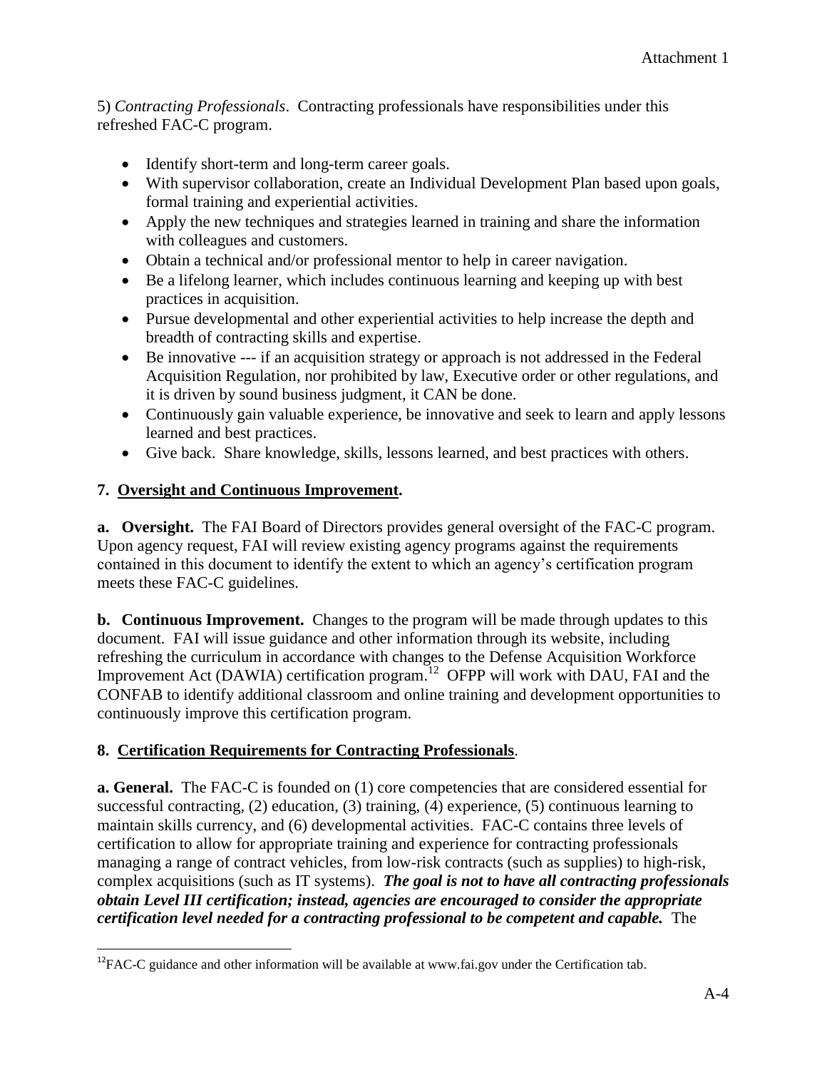5) *Contracting Professionals*. Contracting professionals have responsibilities under this refreshed FAC-C program.

- Identify short-term and long-term career goals.
- With supervisor collaboration, create an Individual Development Plan based upon goals, formal training and experiential activities.
- Apply the new techniques and strategies learned in training and share the information with colleagues and customers.
- Obtain a technical and/or professional mentor to help in career navigation.
- Be a lifelong learner, which includes continuous learning and keeping up with best practices in acquisition.
- Pursue developmental and other experiential activities to help increase the depth and breadth of contracting skills and expertise.
- Be innovative --- if an acquisition strategy or approach is not addressed in the Federal Acquisition Regulation, nor prohibited by law, Executive order or other regulations, and it is driven by sound business judgment, it CAN be done.
- Continuously gain valuable experience, be innovative and seek to learn and apply lessons learned and best practices.
- Give back. Share knowledge, skills, lessons learned, and best practices with others.

## 7. Oversight and Continuous Improvement.

**a. Oversight.** The FAI Board of Directors provides general oversight of the FAC-C program. Upon agency request, FAI will review existing agency programs against the requirements contained in this document to identify the extent to which an agency's certification program meets these FAC-C guidelines.

**b. Continuous Improvement.** Changes to the program will be made through updates to this document. FAI will issue guidance and other information through its website, including refreshing the curriculum in accordance with changes to the Defense Acquisition Workforce Improvement Act (DAWIA) certification program.[12] OFPP will work with DAU, FAI and the CONFAB to identify additional classroom and online training and development opportunities to continuously improve this certification program.

## 8. Certification Requirements for Contracting Professionals.

**a. General.** The FAC-C is founded on (1) core competencies that are considered essential for successful contracting, (2) education, (3) training, (4) experience, (5) continuous learning to maintain skills currency, and (6) developmental activities. FAC-C contains three levels of certification to allow for appropriate training and experience for contracting professionals managing a range of contract vehicles, from low-risk contracts (such as supplies) to high-risk, complex acquisitions (such as IT systems). ***The goal is not to have all contracting professionals obtain Level III certification; instead, agencies are encouraged to consider the appropriate certification level needed for a contracting professional to be competent and capable.*** The

[12] FAC-C guidance and other information will be available at www.fai.gov under the Certification tab.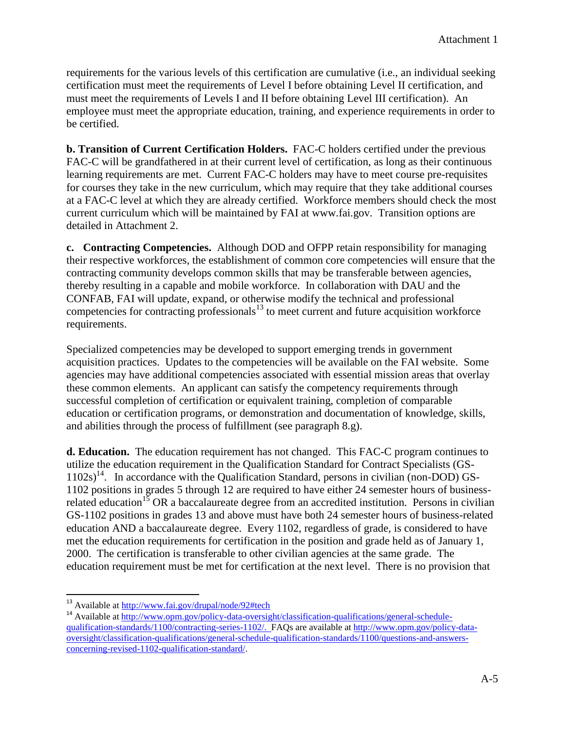requirements for the various levels of this certification are cumulative (i.e., an individual seeking certification must meet the requirements of Level I before obtaining Level II certification, and must meet the requirements of Levels I and II before obtaining Level III certification). An employee must meet the appropriate education, training, and experience requirements in order to be certified.

**b. Transition of Current Certification Holders.** FAC-C holders certified under the previous FAC-C will be grandfathered in at their current level of certification, as long as their continuous learning requirements are met. Current FAC-C holders may have to meet course pre-requisites for courses they take in the new curriculum, which may require that they take additional courses at a FAC-C level at which they are already certified. Workforce members should check the most current curriculum which will be maintained by FAI at www.fai.gov. Transition options are detailed in Attachment 2.

**c. Contracting Competencies.** Although DOD and OFPP retain responsibility for managing their respective workforces, the establishment of common core competencies will ensure that the contracting community develops common skills that may be transferable between agencies, thereby resulting in a capable and mobile workforce. In collaboration with DAU and the CONFAB, FAI will update, expand, or otherwise modify the technical and professional competencies for contracting professionals[13] to meet current and future acquisition workforce requirements.

Specialized competencies may be developed to support emerging trends in government acquisition practices. Updates to the competencies will be available on the FAI website. Some agencies may have additional competencies associated with essential mission areas that overlay these common elements. An applicant can satisfy the competency requirements through successful completion of certification or equivalent training, completion of comparable education or certification programs, or demonstration and documentation of knowledge, skills, and abilities through the process of fulfillment (see paragraph 8.g).

**d. Education.** The education requirement has not changed. This FAC-C program continues to utilize the education requirement in the Qualification Standard for Contract Specialists (GS-1102s)[14]. In accordance with the Qualification Standard, persons in civilian (non-DOD) GS-1102 positions in grades 5 through 12 are required to have either 24 semester hours of business-related education[15] OR a baccalaureate degree from an accredited institution. Persons in civilian GS-1102 positions in grades 13 and above must have both 24 semester hours of business-related education AND a baccalaureate degree. Every 1102, regardless of grade, is considered to have met the education requirements for certification in the position and grade held as of January 1, 2000. The certification is transferable to other civilian agencies at the same grade. The education requirement must be met for certification at the next level. There is no provision that

---

[13] Available at http://www.fai.gov/drupal/node/92#tech

[14] Available at http://www.opm.gov/policy-data-oversight/classification-qualifications/general-schedule-qualification-standards/1100/contracting-series-1102/. FAQs are available at http://www.opm.gov/policy-data-oversight/classification-qualifications/general-schedule-qualification-standards/1100/questions-and-answers-concerning-revised-1102-qualification-standard/.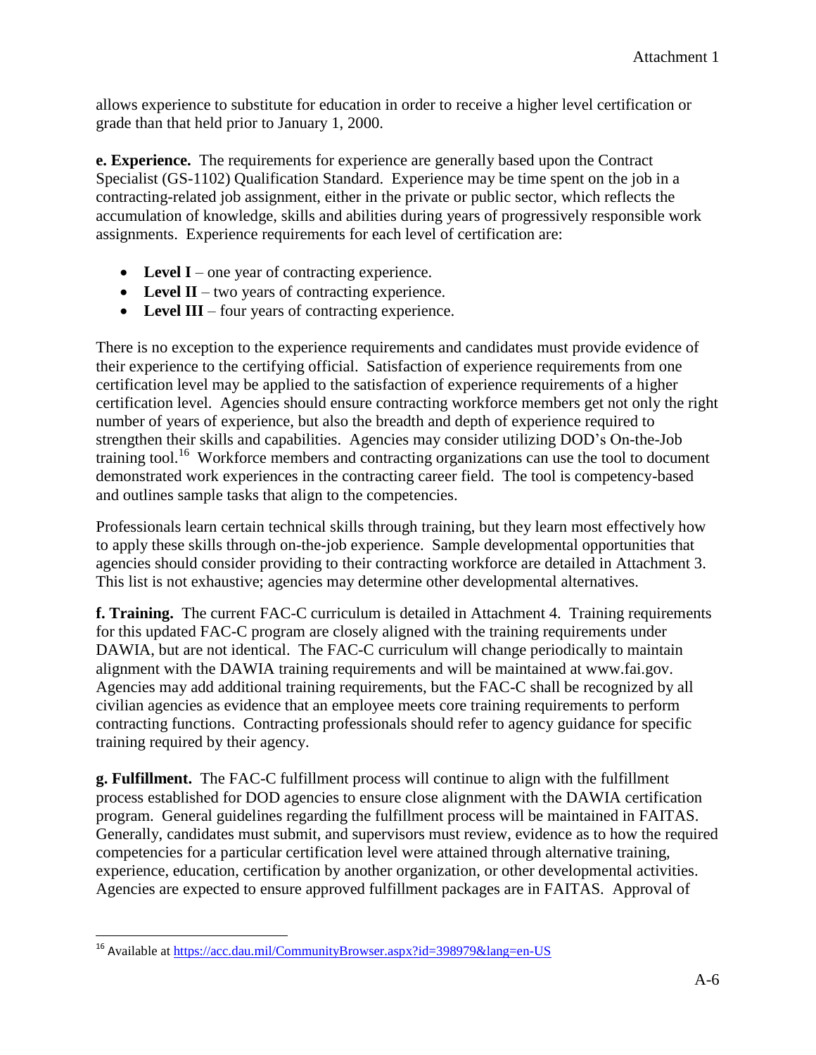allows experience to substitute for education in order to receive a higher level certification or grade than that held prior to January 1, 2000.

**e. Experience.** The requirements for experience are generally based upon the Contract Specialist (GS-1102) Qualification Standard. Experience may be time spent on the job in a contracting-related job assignment, either in the private or public sector, which reflects the accumulation of knowledge, skills and abilities during years of progressively responsible work assignments. Experience requirements for each level of certification are:

- **Level I** – one year of contracting experience.
- **Level II** – two years of contracting experience.
- **Level III** – four years of contracting experience.

There is no exception to the experience requirements and candidates must provide evidence of their experience to the certifying official. Satisfaction of experience requirements from one certification level may be applied to the satisfaction of experience requirements of a higher certification level. Agencies should ensure contracting workforce members get not only the right number of years of experience, but also the breadth and depth of experience required to strengthen their skills and capabilities. Agencies may consider utilizing DOD's On-the-Job training tool.[16] Workforce members and contracting organizations can use the tool to document demonstrated work experiences in the contracting career field. The tool is competency-based and outlines sample tasks that align to the competencies.

Professionals learn certain technical skills through training, but they learn most effectively how to apply these skills through on-the-job experience. Sample developmental opportunities that agencies should consider providing to their contracting workforce are detailed in Attachment 3. This list is not exhaustive; agencies may determine other developmental alternatives.

**f. Training.** The current FAC-C curriculum is detailed in Attachment 4. Training requirements for this updated FAC-C program are closely aligned with the training requirements under DAWIA, but are not identical. The FAC-C curriculum will change periodically to maintain alignment with the DAWIA training requirements and will be maintained at www.fai.gov. Agencies may add additional training requirements, but the FAC-C shall be recognized by all civilian agencies as evidence that an employee meets core training requirements to perform contracting functions. Contracting professionals should refer to agency guidance for specific training required by their agency.

**g. Fulfillment.** The FAC-C fulfillment process will continue to align with the fulfillment process established for DOD agencies to ensure close alignment with the DAWIA certification program. General guidelines regarding the fulfillment process will be maintained in FAITAS. Generally, candidates must submit, and supervisors must review, evidence as to how the required competencies for a particular certification level were attained through alternative training, experience, education, certification by another organization, or other developmental activities. Agencies are expected to ensure approved fulfillment packages are in FAITAS. Approval of

[16] Available at https://acc.dau.mil/CommunityBrowser.aspx?id=398979&lang=en-US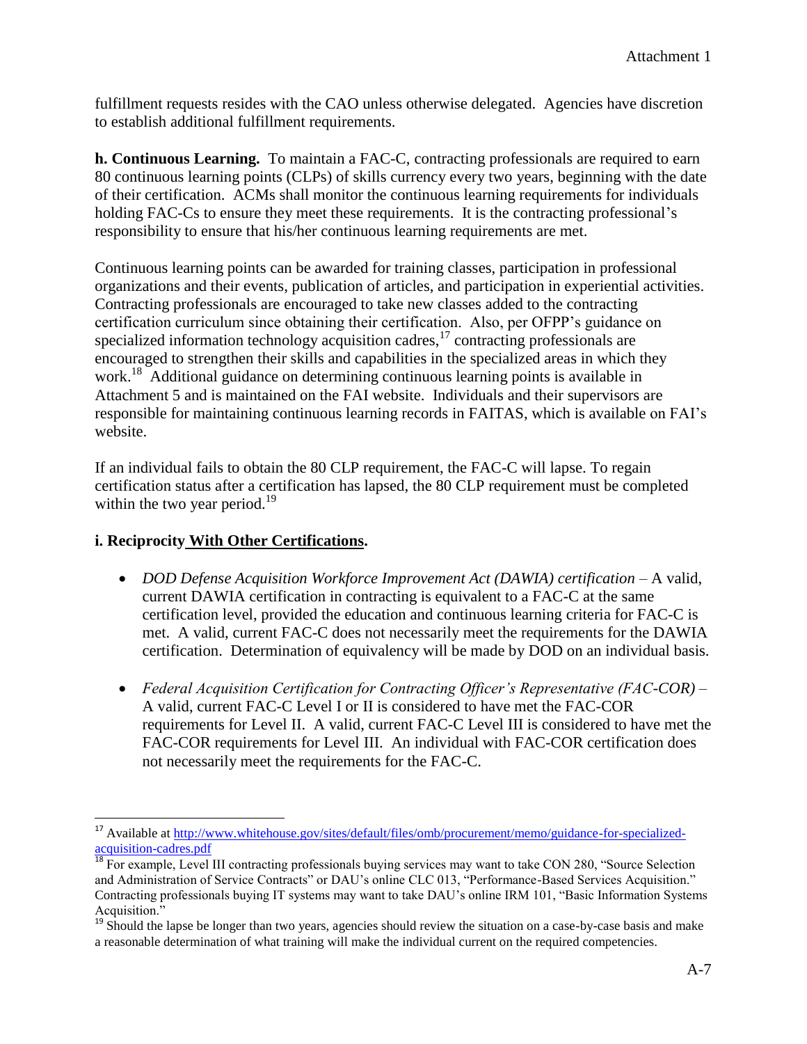fulfillment requests resides with the CAO unless otherwise delegated. Agencies have discretion to establish additional fulfillment requirements.

**h. Continuous Learning.** To maintain a FAC-C, contracting professionals are required to earn 80 continuous learning points (CLPs) of skills currency every two years, beginning with the date of their certification. ACMs shall monitor the continuous learning requirements for individuals holding FAC-Cs to ensure they meet these requirements. It is the contracting professional's responsibility to ensure that his/her continuous learning requirements are met.

Continuous learning points can be awarded for training classes, participation in professional organizations and their events, publication of articles, and participation in experiential activities. Contracting professionals are encouraged to take new classes added to the contracting certification curriculum since obtaining their certification. Also, per OFPP's guidance on specialized information technology acquisition cadres,[17] contracting professionals are encouraged to strengthen their skills and capabilities in the specialized areas in which they work.[18] Additional guidance on determining continuous learning points is available in Attachment 5 and is maintained on the FAI website. Individuals and their supervisors are responsible for maintaining continuous learning records in FAITAS, which is available on FAI's website.

If an individual fails to obtain the 80 CLP requirement, the FAC-C will lapse. To regain certification status after a certification has lapsed, the 80 CLP requirement must be completed within the two year period.[19]

**i. Reciprocity With Other Certifications.**

- *DOD Defense Acquisition Workforce Improvement Act (DAWIA) certification* – A valid, current DAWIA certification in contracting is equivalent to a FAC-C at the same certification level, provided the education and continuous learning criteria for FAC-C is met. A valid, current FAC-C does not necessarily meet the requirements for the DAWIA certification. Determination of equivalency will be made by DOD on an individual basis.

- *Federal Acquisition Certification for Contracting Officer's Representative (FAC-COR)* – A valid, current FAC-C Level I or II is considered to have met the FAC-COR requirements for Level II. A valid, current FAC-C Level III is considered to have met the FAC-COR requirements for Level III. An individual with FAC-COR certification does not necessarily meet the requirements for the FAC-C.

---

[17] Available at http://www.whitehouse.gov/sites/default/files/omb/procurement/memo/guidance-for-specialized-acquisition-cadres.pdf

[18] For example, Level III contracting professionals buying services may want to take CON 280, "Source Selection and Administration of Service Contracts" or DAU's online CLC 013, "Performance-Based Services Acquisition." Contracting professionals buying IT systems may want to take DAU's online IRM 101, "Basic Information Systems Acquisition."

[19] Should the lapse be longer than two years, agencies should review the situation on a case-by-case basis and make a reasonable determination of what training will make the individual current on the required competencies.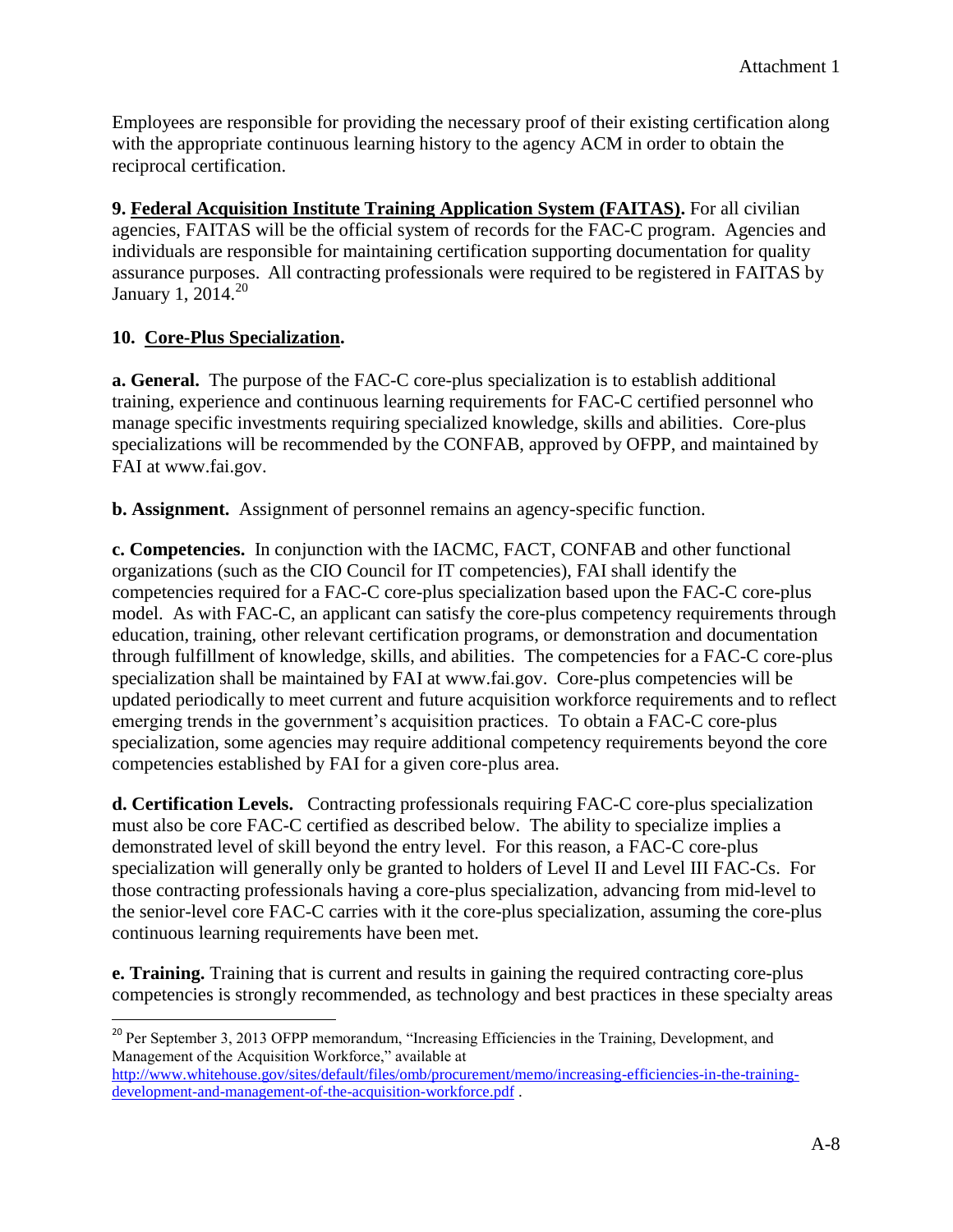Employees are responsible for providing the necessary proof of their existing certification along with the appropriate continuous learning history to the agency ACM in order to obtain the reciprocal certification.

**9. Federal Acquisition Institute Training Application System (FAITAS).** For all civilian agencies, FAITAS will be the official system of records for the FAC-C program. Agencies and individuals are responsible for maintaining certification supporting documentation for quality assurance purposes. All contracting professionals were required to be registered in FAITAS by January 1, 2014.[20]

**10. Core-Plus Specialization.**

**a. General.** The purpose of the FAC-C core-plus specialization is to establish additional training, experience and continuous learning requirements for FAC-C certified personnel who manage specific investments requiring specialized knowledge, skills and abilities. Core-plus specializations will be recommended by the CONFAB, approved by OFPP, and maintained by FAI at www.fai.gov.

**b. Assignment.** Assignment of personnel remains an agency-specific function.

**c. Competencies.** In conjunction with the IACMC, FACT, CONFAB and other functional organizations (such as the CIO Council for IT competencies), FAI shall identify the competencies required for a FAC-C core-plus specialization based upon the FAC-C core-plus model. As with FAC-C, an applicant can satisfy the core-plus competency requirements through education, training, other relevant certification programs, or demonstration and documentation through fulfillment of knowledge, skills, and abilities. The competencies for a FAC-C core-plus specialization shall be maintained by FAI at www.fai.gov. Core-plus competencies will be updated periodically to meet current and future acquisition workforce requirements and to reflect emerging trends in the government's acquisition practices. To obtain a FAC-C core-plus specialization, some agencies may require additional competency requirements beyond the core competencies established by FAI for a given core-plus area.

**d. Certification Levels.** Contracting professionals requiring FAC-C core-plus specialization must also be core FAC-C certified as described below. The ability to specialize implies a demonstrated level of skill beyond the entry level. For this reason, a FAC-C core-plus specialization will generally only be granted to holders of Level II and Level III FAC-Cs. For those contracting professionals having a core-plus specialization, advancing from mid-level to the senior-level core FAC-C carries with it the core-plus specialization, assuming the core-plus continuous learning requirements have been met.

**e. Training.** Training that is current and results in gaining the required contracting core-plus competencies is strongly recommended, as technology and best practices in these specialty areas

[20] Per September 3, 2013 OFPP memorandum, "Increasing Efficiencies in the Training, Development, and Management of the Acquisition Workforce," available at http://www.whitehouse.gov/sites/default/files/omb/procurement/memo/increasing-efficiencies-in-the-training-development-and-management-of-the-acquisition-workforce.pdf .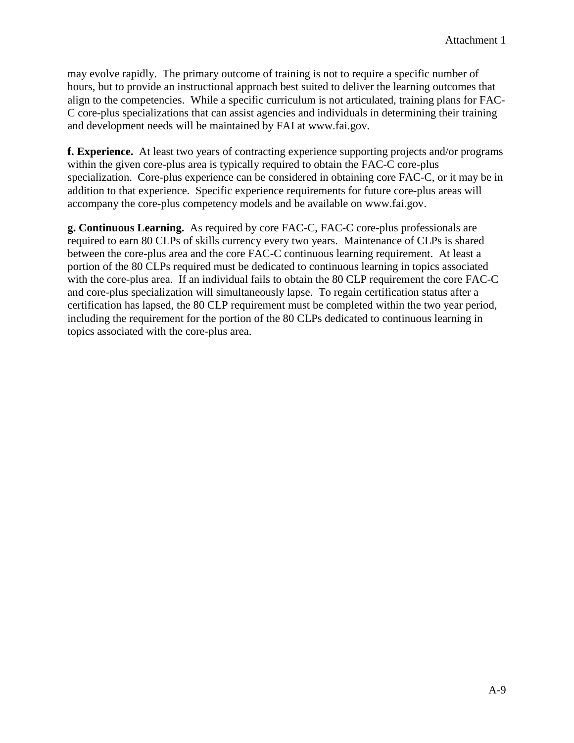may evolve rapidly. The primary outcome of training is not to require a specific number of hours, but to provide an instructional approach best suited to deliver the learning outcomes that align to the competencies. While a specific curriculum is not articulated, training plans for FAC-C core-plus specializations that can assist agencies and individuals in determining their training and development needs will be maintained by FAI at www.fai.gov.

**f. Experience.** At least two years of contracting experience supporting projects and/or programs within the given core-plus area is typically required to obtain the FAC-C core-plus specialization. Core-plus experience can be considered in obtaining core FAC-C, or it may be in addition to that experience. Specific experience requirements for future core-plus areas will accompany the core-plus competency models and be available on www.fai.gov.

**g. Continuous Learning.** As required by core FAC-C, FAC-C core-plus professionals are required to earn 80 CLPs of skills currency every two years. Maintenance of CLPs is shared between the core-plus area and the core FAC-C continuous learning requirement. At least a portion of the 80 CLPs required must be dedicated to continuous learning in topics associated with the core-plus area. If an individual fails to obtain the 80 CLP requirement the core FAC-C and core-plus specialization will simultaneously lapse. To regain certification status after a certification has lapsed, the 80 CLP requirement must be completed within the two year period, including the requirement for the portion of the 80 CLPs dedicated to continuous learning in topics associated with the core-plus area.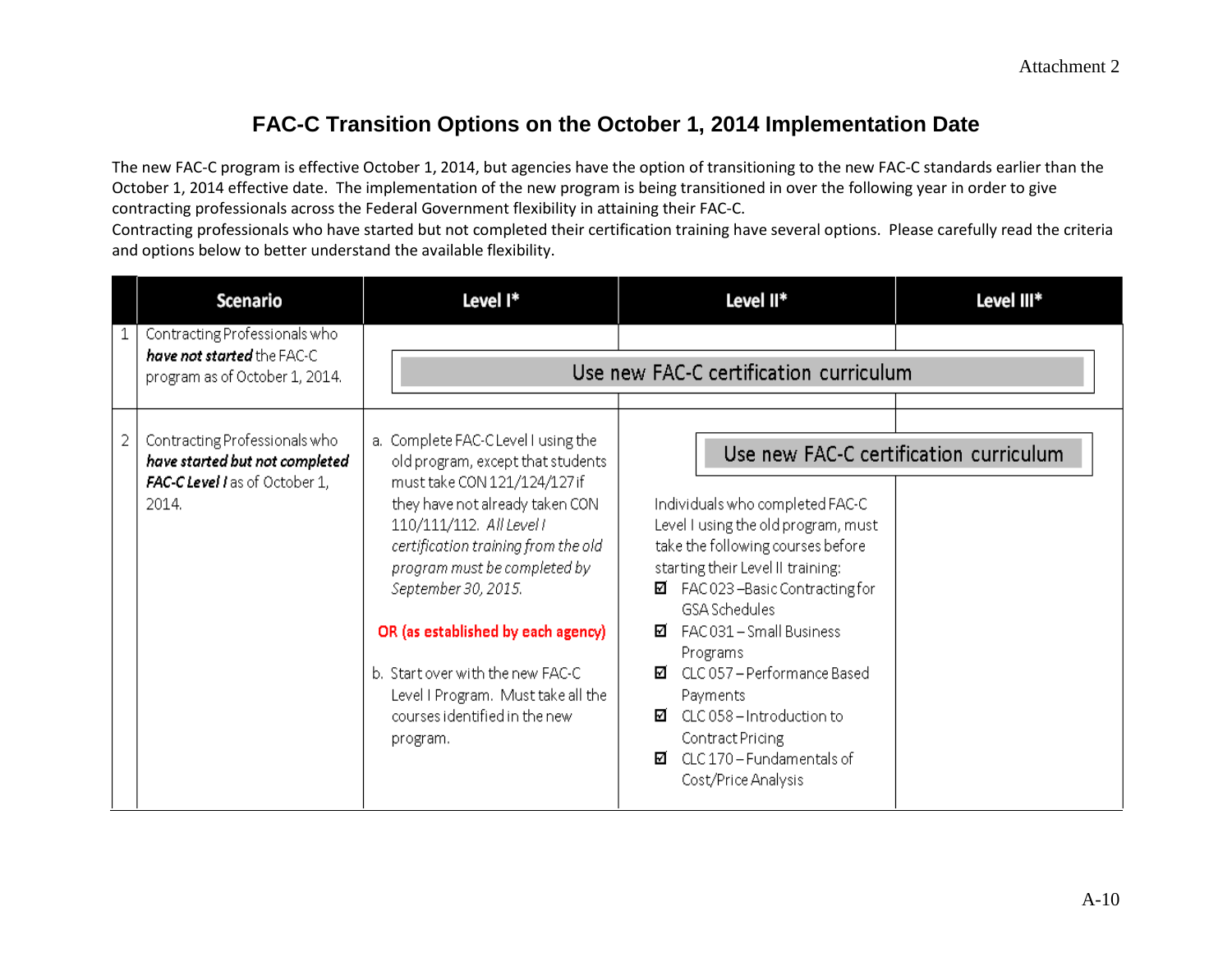Attachment 2

# FAC-C Transition Options on the October 1, 2014 Implementation Date

The new FAC-C program is effective October 1, 2014, but agencies have the option of transitioning to the new FAC-C standards earlier than the October 1, 2014 effective date. The implementation of the new program is being transitioned in over the following year in order to give contracting professionals across the Federal Government flexibility in attaining their FAC-C.

Contracting professionals who have started but not completed their certification training have several options. Please carefully read the criteria and options below to better understand the available flexibility.

| | Scenario | Level I* | Level II* | Level III* |
|---|---|---|---|---|
| 1 | Contracting Professionals who ***have not started*** the FAC-C program as of October 1, 2014. | Use new FAC-C certification curriculum | Use new FAC-C certification curriculum | Use new FAC-C certification curriculum |
| 2 | Contracting Professionals who ***have started but not completed FAC-C Level I*** as of October 1, 2014. | a. Complete FAC-C Level I using the old program, except that students must take CON 121/124/127 if they have not already taken CON 110/111/112. *All Level I certification training from the old program must be completed by September 30, 2015.*<br><br>**OR (as established by each agency)**<br><br>b. Start over with the new FAC-C Level I Program. Must take all the courses identified in the new program. | Use new FAC-C certification curriculum<br><br>Individuals who completed FAC-C Level I using the old program, must take the following courses before starting their Level II training:<br>☑ FAC 023 –Basic Contracting for GSA Schedules<br>☑ FAC 031 – Small Business Programs<br>☑ CLC 057 – Performance Based Payments<br>☑ CLC 058 – Introduction to Contract Pricing<br>☑ CLC 170 – Fundamentals of Cost/Price Analysis | Use new FAC-C certification curriculum |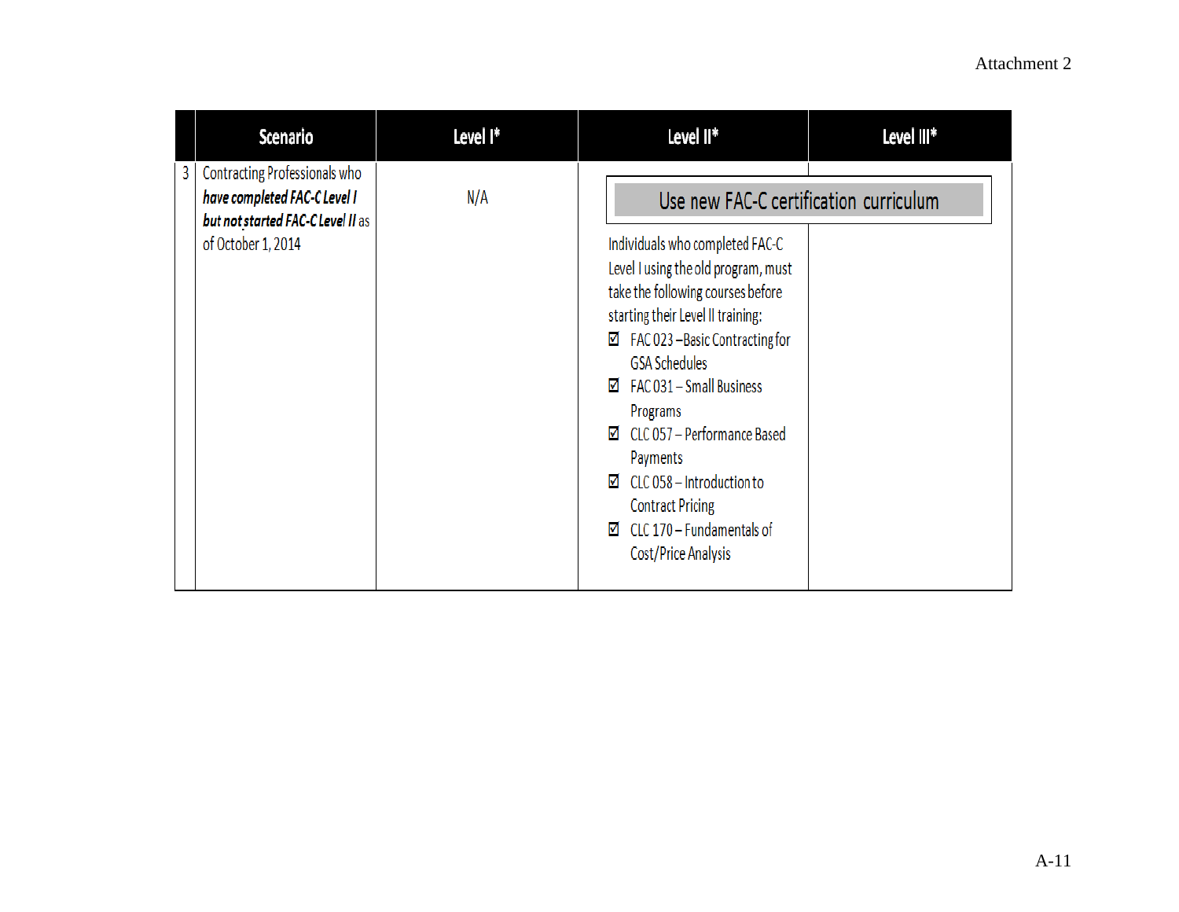Attachment 2

| | Scenario | Level I* | Level II* | Level III* |
|---|---|---|---|---|
| 3 | Contracting Professionals who ***have completed FAC-C Level I but not started FAC-C Level II*** as of October 1, 2014 | N/A | Use new FAC-C certification curriculum<br><br>Individuals who completed FAC-C Level I using the old program, must take the following courses before starting their Level II training:<br>☑ FAC 023 –Basic Contracting for GSA Schedules<br>☑ FAC 031 – Small Business Programs<br>☑ CLC 057 – Performance Based Payments<br>☑ CLC 058 – Introduction to Contract Pricing<br>☑ CLC 170 – Fundamentals of Cost/Price Analysis | Use new FAC-C certification curriculum |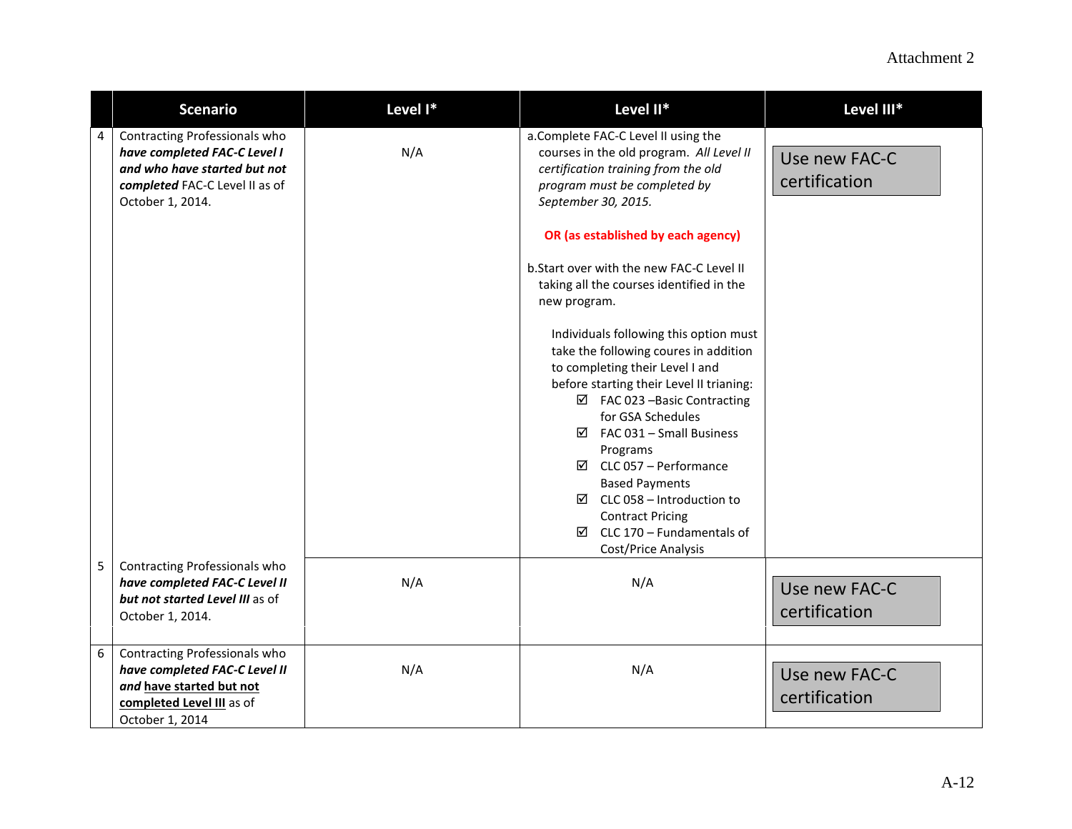Attachment 2

| | Scenario | Level I* | Level II* | Level III* |
|---|---|---|---|---|
| 4 | Contracting Professionals who ***have completed FAC-C Level I and who have started but not completed*** FAC-C Level II as of October 1, 2014. | N/A | a. Complete FAC-C Level II using the courses in the old program. *All Level II certification training from the old program must be completed by September 30, 2015.*<br><br>**OR (as established by each agency)**<br><br>b. Start over with the new FAC-C Level II taking all the courses identified in the new program.<br><br>Individuals following this option must take the following coures in addition to completing their Level I and before starting their Level II trianing:<br>☑ FAC 023 –Basic Contracting for GSA Schedules<br>☑ FAC 031 – Small Business Programs<br>☑ CLC 057 – Performance Based Payments<br>☑ CLC 058 – Introduction to Contract Pricing<br>☑ CLC 170 – Fundamentals of Cost/Price Analysis | Use new FAC-C certification |
| 5 | Contracting Professionals who ***have completed FAC-C Level II but not started Level III*** as of October 1, 2014. | N/A | N/A | Use new FAC-C certification |
| 6 | Contracting Professionals who ***have completed FAC-C Level II and*** **<u>have started but not completed Level III</u>** as of October 1, 2014 | N/A | N/A | Use new FAC-C certification |

A-12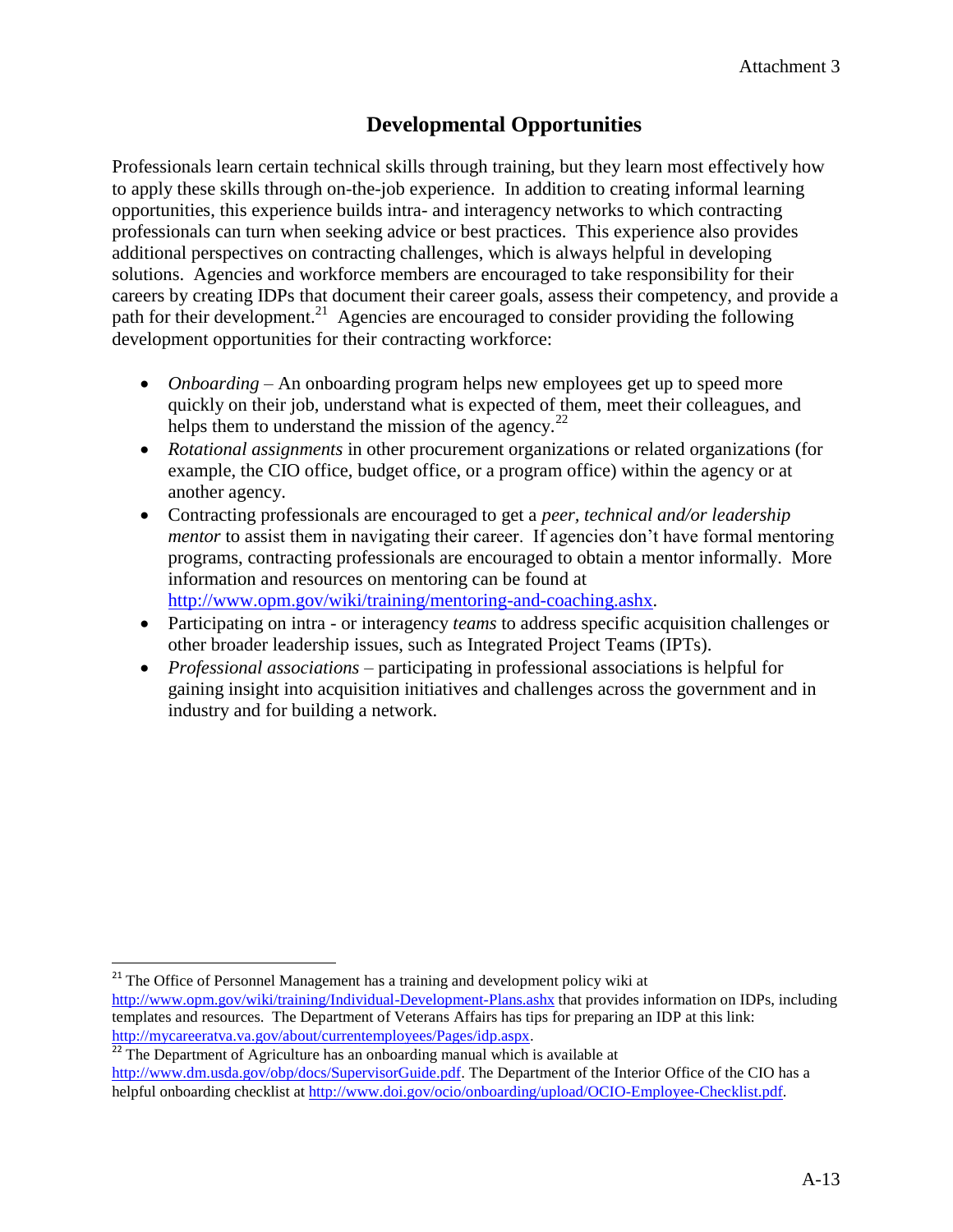Attachment 3

## Developmental Opportunities

Professionals learn certain technical skills through training, but they learn most effectively how to apply these skills through on-the-job experience. In addition to creating informal learning opportunities, this experience builds intra- and interagency networks to which contracting professionals can turn when seeking advice or best practices. This experience also provides additional perspectives on contracting challenges, which is always helpful in developing solutions. Agencies and workforce members are encouraged to take responsibility for their careers by creating IDPs that document their career goals, assess their competency, and provide a path for their development.[21] Agencies are encouraged to consider providing the following development opportunities for their contracting workforce:

- *Onboarding* – An onboarding program helps new employees get up to speed more quickly on their job, understand what is expected of them, meet their colleagues, and helps them to understand the mission of the agency.[22]
- *Rotational assignments* in other procurement organizations or related organizations (for example, the CIO office, budget office, or a program office) within the agency or at another agency.
- Contracting professionals are encouraged to get a *peer, technical and/or leadership mentor* to assist them in navigating their career. If agencies don't have formal mentoring programs, contracting professionals are encouraged to obtain a mentor informally. More information and resources on mentoring can be found at http://www.opm.gov/wiki/training/mentoring-and-coaching.ashx.
- Participating on intra - or interagency *teams* to address specific acquisition challenges or other broader leadership issues, such as Integrated Project Teams (IPTs).
- *Professional associations* – participating in professional associations is helpful for gaining insight into acquisition initiatives and challenges across the government and in industry and for building a network.

---

[21] The Office of Personnel Management has a training and development policy wiki at http://www.opm.gov/wiki/training/Individual-Development-Plans.ashx that provides information on IDPs, including templates and resources. The Department of Veterans Affairs has tips for preparing an IDP at this link: http://mycareeratva.va.gov/about/currentemployees/Pages/idp.aspx.

[22] The Department of Agriculture has an onboarding manual which is available at http://www.dm.usda.gov/obp/docs/SupervisorGuide.pdf. The Department of the Interior Office of the CIO has a helpful onboarding checklist at http://www.doi.gov/ocio/onboarding/upload/OCIO-Employee-Checklist.pdf.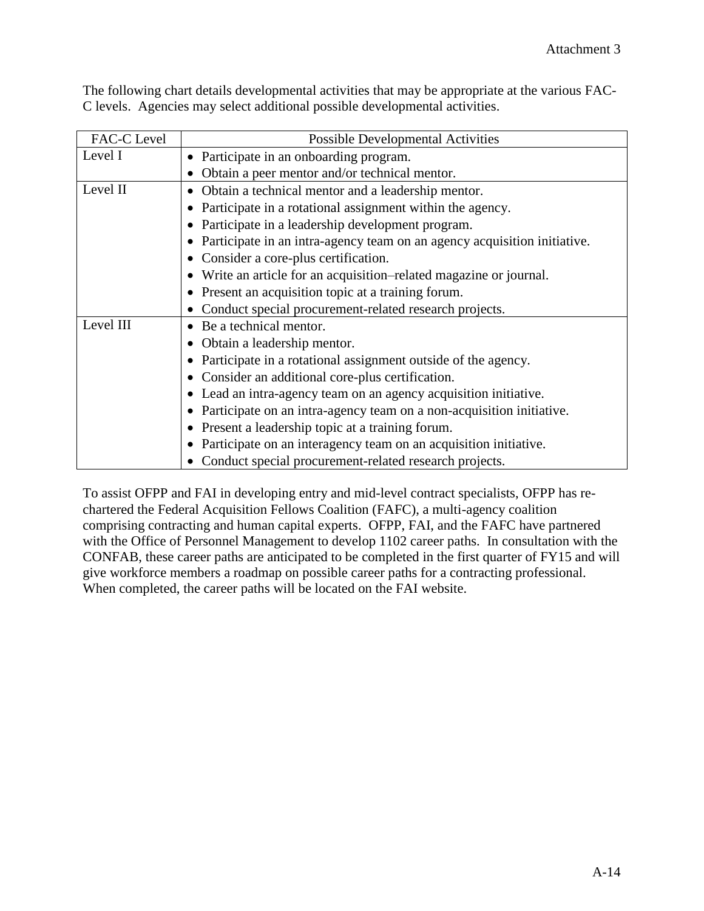The following chart details developmental activities that may be appropriate at the various FAC-C levels. Agencies may select additional possible developmental activities.

| FAC-C Level | Possible Developmental Activities |
| --- | --- |
| Level I | • Participate in an onboarding program.<br>• Obtain a peer mentor and/or technical mentor. |
| Level II | • Obtain a technical mentor and a leadership mentor.<br>• Participate in a rotational assignment within the agency.<br>• Participate in a leadership development program.<br>• Participate in an intra-agency team on an agency acquisition initiative.<br>• Consider a core-plus certification.<br>• Write an article for an acquisition–related magazine or journal.<br>• Present an acquisition topic at a training forum.<br>• Conduct special procurement-related research projects. |
| Level III | • Be a technical mentor.<br>• Obtain a leadership mentor.<br>• Participate in a rotational assignment outside of the agency.<br>• Consider an additional core-plus certification.<br>• Lead an intra-agency team on an agency acquisition initiative.<br>• Participate on an intra-agency team on a non-acquisition initiative.<br>• Present a leadership topic at a training forum.<br>• Participate on an interagency team on an acquisition initiative.<br>• Conduct special procurement-related research projects. |

To assist OFPP and FAI in developing entry and mid-level contract specialists, OFPP has re-chartered the Federal Acquisition Fellows Coalition (FAFC), a multi-agency coalition comprising contracting and human capital experts. OFPP, FAI, and the FAFC have partnered with the Office of Personnel Management to develop 1102 career paths. In consultation with the CONFAB, these career paths are anticipated to be completed in the first quarter of FY15 and will give workforce members a roadmap on possible career paths for a contracting professional. When completed, the career paths will be located on the FAI website.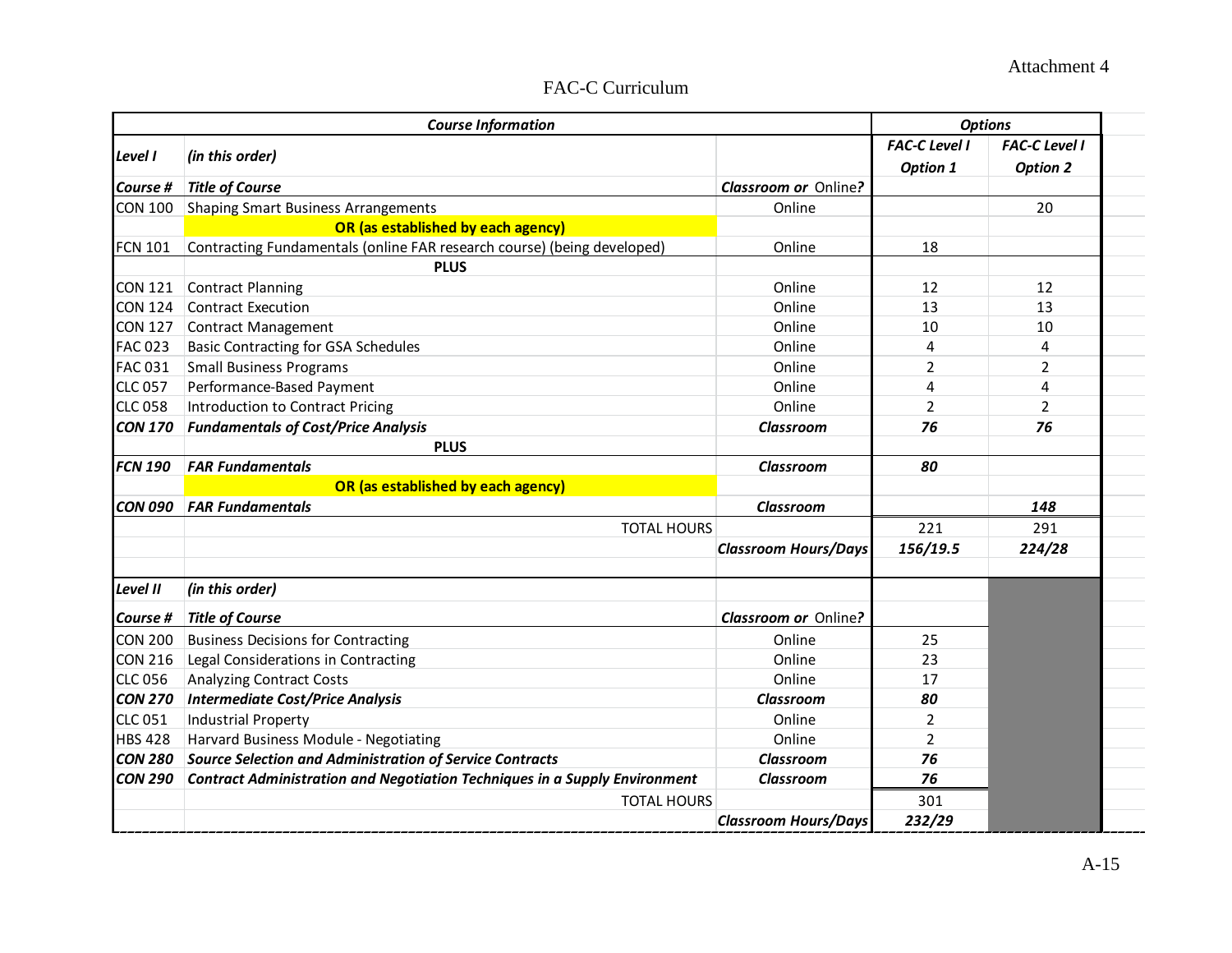Attachment 4

# FAC-C Curriculum

| *Course Information* | | | *Options* | |
|---|---|---|---|---|
| ***Level I*** | ***(in this order)*** | | ***FAC-C Level I Option 1*** | ***FAC-C Level I Option 2*** |
| ***Course #*** | ***Title of Course*** | ***Classroom or** Online?* | | |
| CON 100 | Shaping Smart Business Arrangements | Online | | 20 |
| | **OR (as established by each agency)** | | | |
| FCN 101 | Contracting Fundamentals (online FAR research course) (being developed) | Online | 18 | |
| | **PLUS** | | | |
| CON 121 | Contract Planning | Online | 12 | 12 |
| CON 124 | Contract Execution | Online | 13 | 13 |
| CON 127 | Contract Management | Online | 10 | 10 |
| FAC 023 | Basic Contracting for GSA Schedules | Online | 4 | 4 |
| FAC 031 | Small Business Programs | Online | 2 | 2 |
| CLC 057 | Performance-Based Payment | Online | 4 | 4 |
| CLC 058 | Introduction to Contract Pricing | Online | 2 | 2 |
| ***CON 170*** | ***Fundamentals of Cost/Price Analysis*** | ***Classroom*** | ***76*** | ***76*** |
| | **PLUS** | | | |
| ***FCN 190*** | ***FAR Fundamentals*** | ***Classroom*** | ***80*** | |
| | **OR (as established by each agency)** | | | |
| ***CON 090*** | ***FAR Fundamentals*** | ***Classroom*** | | ***148*** |
| | TOTAL HOURS | | 221 | 291 |
| | | ***Classroom Hours/Days*** | ***156/19.5*** | ***224/28*** |
| | | | | |
| ***Level II*** | ***(in this order)*** | | | |
| ***Course #*** | ***Title of Course*** | ***Classroom or** Online?* | | |
| CON 200 | Business Decisions for Contracting | Online | 25 | |
| CON 216 | Legal Considerations in Contracting | Online | 23 | |
| CLC 056 | Analyzing Contract Costs | Online | 17 | |
| ***CON 270*** | ***Intermediate Cost/Price Analysis*** | ***Classroom*** | ***80*** | |
| CLC 051 | Industrial Property | Online | 2 | |
| HBS 428 | Harvard Business Module - Negotiating | Online | 2 | |
| ***CON 280*** | ***Source Selection and Administration of Service Contracts*** | ***Classroom*** | ***76*** | |
| ***CON 290*** | ***Contract Administration and Negotiation Techniques in a Supply Environment*** | ***Classroom*** | ***76*** | |
| | TOTAL HOURS | | 301 | |
| | | ***Classroom Hours/Days*** | ***232/29*** | |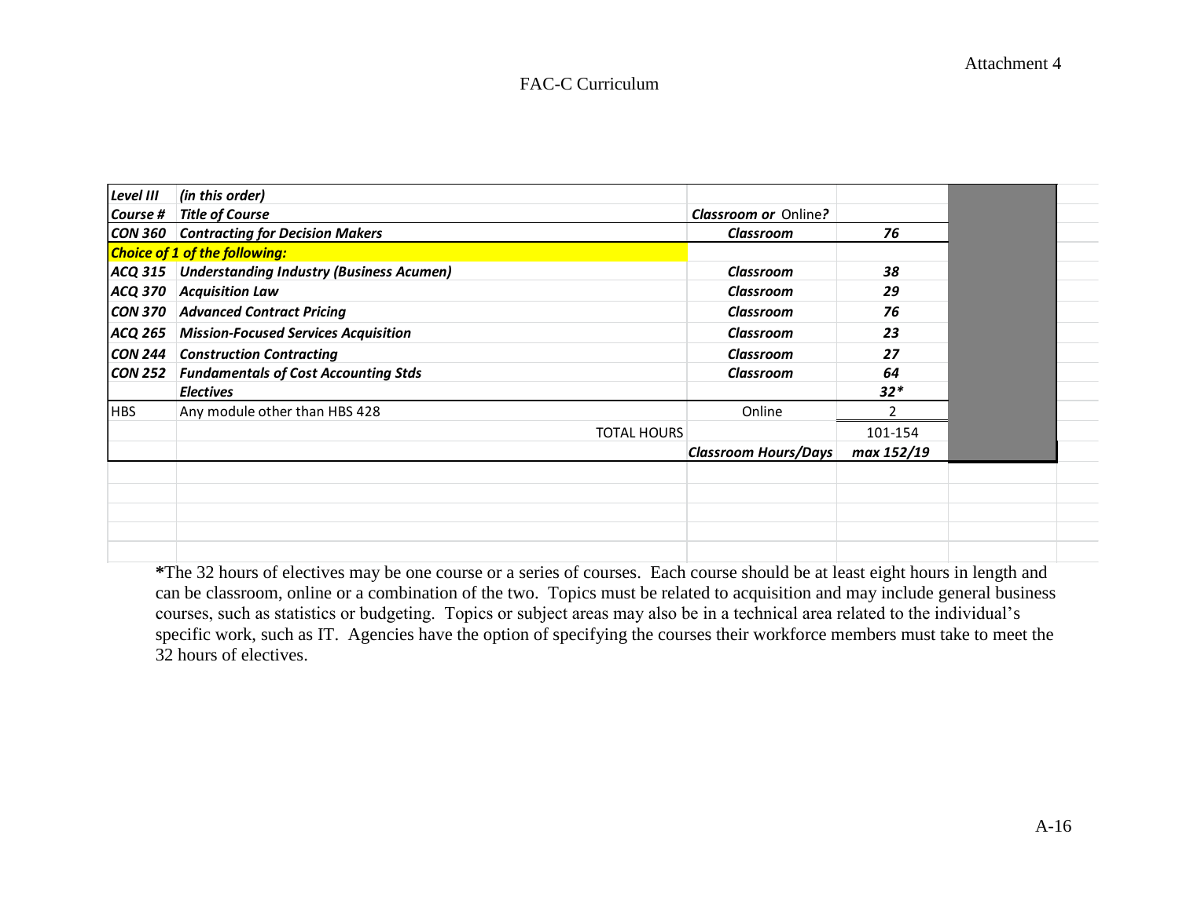Attachment 4

# FAC-C Curriculum

| *Level III* | *(in this order)* | | |
|---|---|---|---|
| ***Course #*** | ***Title of Course*** | ***Classroom or** Online?* | |
| ***CON 360*** | ***Contracting for Decision Makers*** | ***Classroom*** | ***76*** |
| ***Choice of 1 of the following:*** | | | |
| ***ACQ 315*** | ***Understanding Industry (Business Acumen)*** | ***Classroom*** | ***38*** |
| ***ACQ 370*** | ***Acquisition Law*** | ***Classroom*** | ***29*** |
| ***CON 370*** | ***Advanced Contract Pricing*** | ***Classroom*** | ***76*** |
| ***ACQ 265*** | ***Mission-Focused Services Acquisition*** | ***Classroom*** | ***23*** |
| ***CON 244*** | ***Construction Contracting*** | ***Classroom*** | ***27*** |
| ***CON 252*** | ***Fundamentals of Cost Accounting Stds*** | ***Classroom*** | ***64*** |
| | ***Electives*** | | ***32**** |
| HBS | Any module other than HBS 428 | Online | 2 |
| | TOTAL HOURS | | 101-154 |
| | | ***Classroom Hours/Days*** | ***max 152/19*** |

***The 32 hours of electives may be one course or a series of courses. Each course should be at least eight hours in length and can be classroom, online or a combination of the two. Topics must be related to acquisition and may include general business courses, such as statistics or budgeting. Topics or subject areas may also be in a technical area related to the individual's specific work, such as IT. Agencies have the option of specifying the courses their workforce members must take to meet the 32 hours of electives.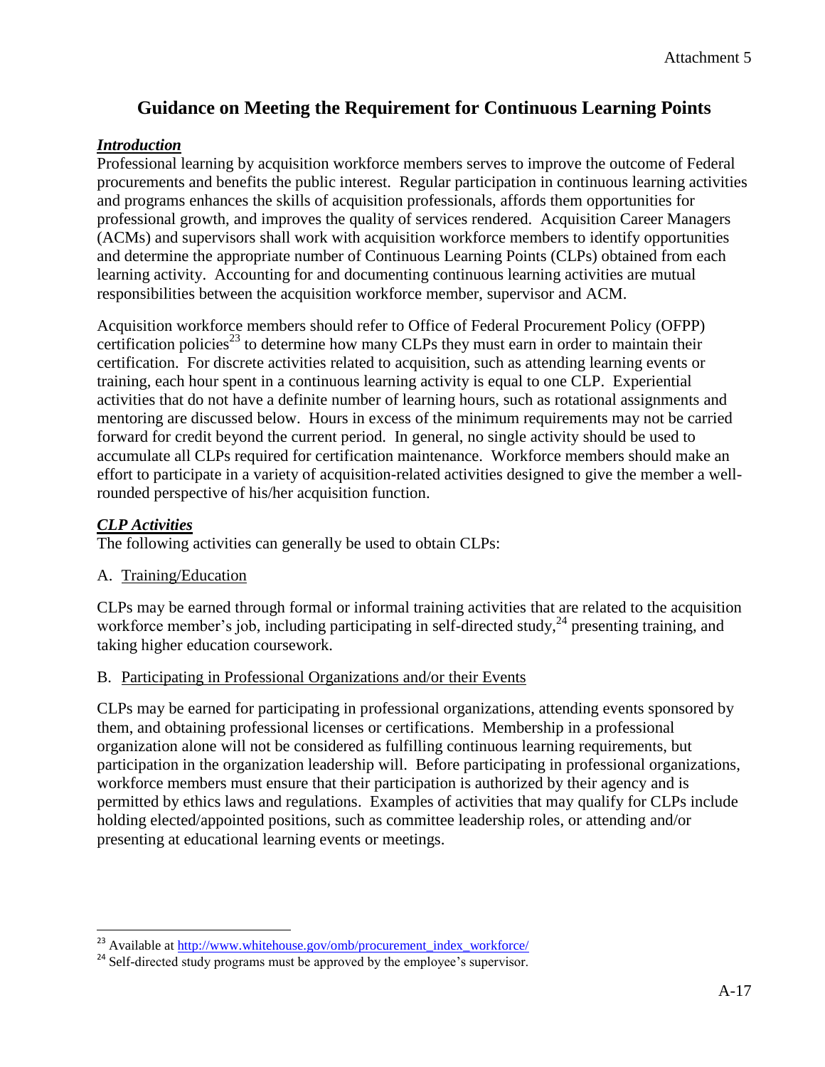Attachment 5

# Guidance on Meeting the Requirement for Continuous Learning Points

***Introduction***

Professional learning by acquisition workforce members serves to improve the outcome of Federal procurements and benefits the public interest. Regular participation in continuous learning activities and programs enhances the skills of acquisition professionals, affords them opportunities for professional growth, and improves the quality of services rendered. Acquisition Career Managers (ACMs) and supervisors shall work with acquisition workforce members to identify opportunities and determine the appropriate number of Continuous Learning Points (CLPs) obtained from each learning activity. Accounting for and documenting continuous learning activities are mutual responsibilities between the acquisition workforce member, supervisor and ACM.

Acquisition workforce members should refer to Office of Federal Procurement Policy (OFPP) certification policies[23] to determine how many CLPs they must earn in order to maintain their certification. For discrete activities related to acquisition, such as attending learning events or training, each hour spent in a continuous learning activity is equal to one CLP. Experiential activities that do not have a definite number of learning hours, such as rotational assignments and mentoring are discussed below. Hours in excess of the minimum requirements may not be carried forward for credit beyond the current period. In general, no single activity should be used to accumulate all CLPs required for certification maintenance. Workforce members should make an effort to participate in a variety of acquisition-related activities designed to give the member a well-rounded perspective of his/her acquisition function.

***CLP Activities***

The following activities can generally be used to obtain CLPs:

A. Training/Education

CLPs may be earned through formal or informal training activities that are related to the acquisition workforce member's job, including participating in self-directed study,[24] presenting training, and taking higher education coursework.

B. Participating in Professional Organizations and/or their Events

CLPs may be earned for participating in professional organizations, attending events sponsored by them, and obtaining professional licenses or certifications. Membership in a professional organization alone will not be considered as fulfilling continuous learning requirements, but participation in the organization leadership will. Before participating in professional organizations, workforce members must ensure that their participation is authorized by their agency and is permitted by ethics laws and regulations. Examples of activities that may qualify for CLPs include holding elected/appointed positions, such as committee leadership roles, or attending and/or presenting at educational learning events or meetings.

---

[23] Available at http://www.whitehouse.gov/omb/procurement_index_workforce/

[24] Self-directed study programs must be approved by the employee's supervisor.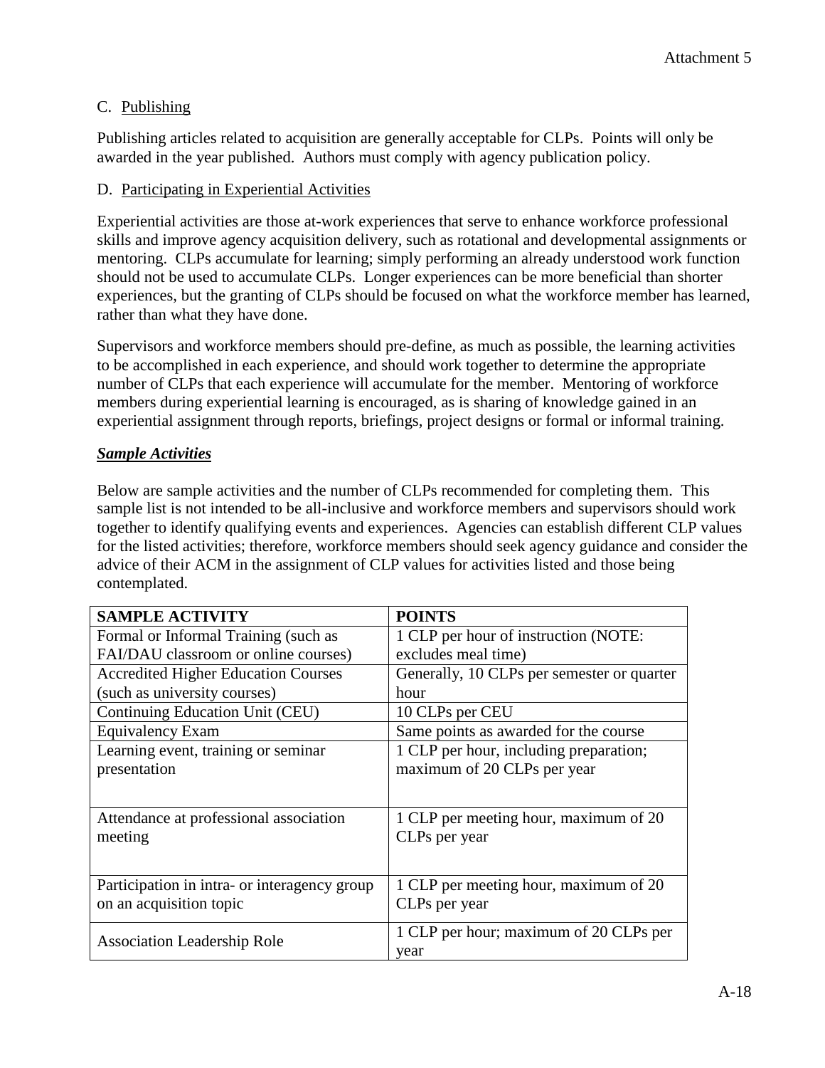C. Publishing

Publishing articles related to acquisition are generally acceptable for CLPs. Points will only be awarded in the year published. Authors must comply with agency publication policy.

D. Participating in Experiential Activities

Experiential activities are those at-work experiences that serve to enhance workforce professional skills and improve agency acquisition delivery, such as rotational and developmental assignments or mentoring. CLPs accumulate for learning; simply performing an already understood work function should not be used to accumulate CLPs. Longer experiences can be more beneficial than shorter experiences, but the granting of CLPs should be focused on what the workforce member has learned, rather than what they have done.

Supervisors and workforce members should pre-define, as much as possible, the learning activities to be accomplished in each experience, and should work together to determine the appropriate number of CLPs that each experience will accumulate for the member. Mentoring of workforce members during experiential learning is encouraged, as is sharing of knowledge gained in an experiential assignment through reports, briefings, project designs or formal or informal training.

***Sample Activities***

Below are sample activities and the number of CLPs recommended for completing them. This sample list is not intended to be all-inclusive and workforce members and supervisors should work together to identify qualifying events and experiences. Agencies can establish different CLP values for the listed activities; therefore, workforce members should seek agency guidance and consider the advice of their ACM in the assignment of CLP values for activities listed and those being contemplated.

| SAMPLE ACTIVITY | POINTS |
|---|---|
| Formal or Informal Training (such as FAI/DAU classroom or online courses) | 1 CLP per hour of instruction (NOTE: excludes meal time) |
| Accredited Higher Education Courses (such as university courses) | Generally, 10 CLPs per semester or quarter hour |
| Continuing Education Unit (CEU) | 10 CLPs per CEU |
| Equivalency Exam | Same points as awarded for the course |
| Learning event, training or seminar presentation | 1 CLP per hour, including preparation; maximum of 20 CLPs per year |
| Attendance at professional association meeting | 1 CLP per meeting hour, maximum of 20 CLPs per year |
| Participation in intra- or interagency group on an acquisition topic | 1 CLP per meeting hour, maximum of 20 CLPs per year |
| Association Leadership Role | 1 CLP per hour; maximum of 20 CLPs per year |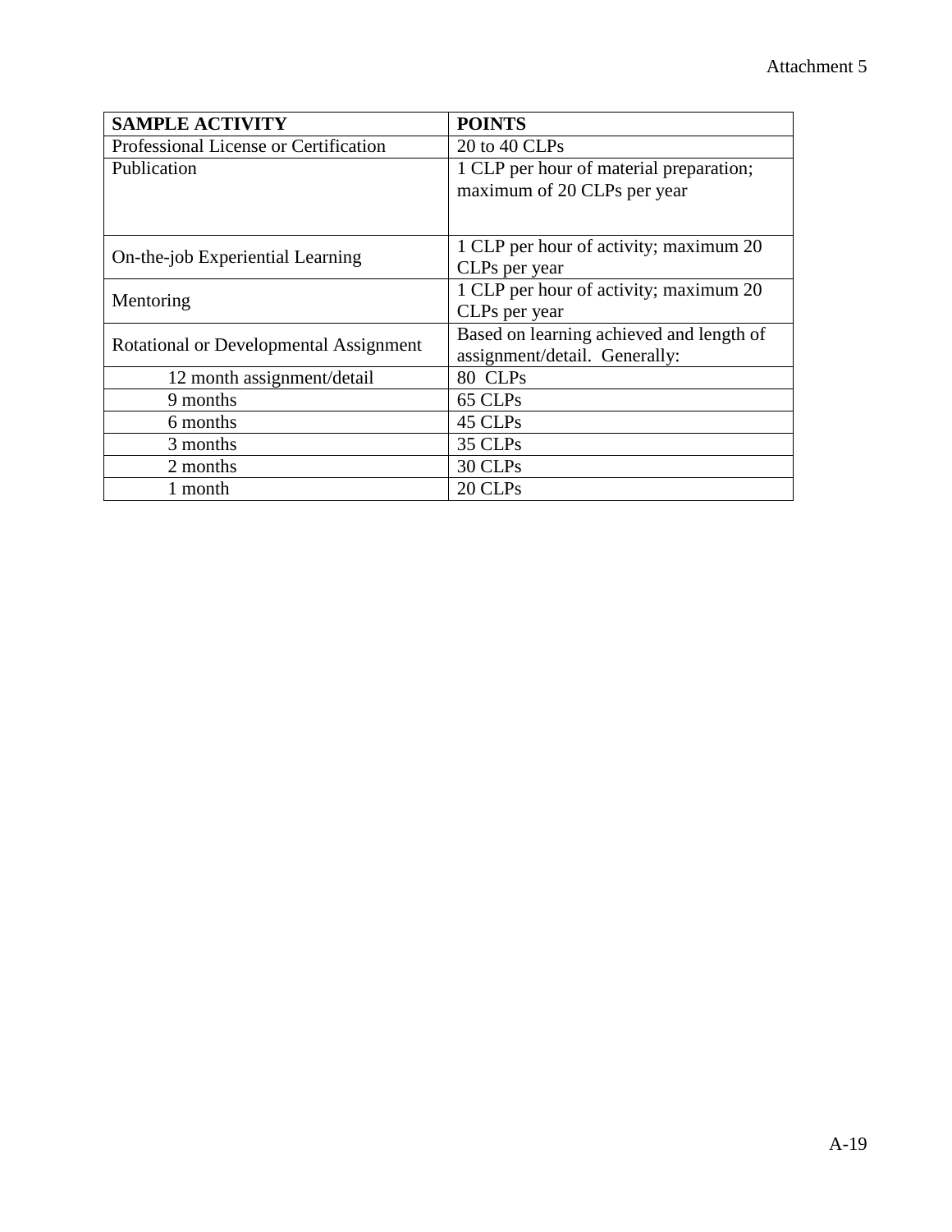| SAMPLE ACTIVITY | POINTS |
|---|---|
| Professional License or Certification | 20 to 40 CLPs |
| Publication | 1 CLP per hour of material preparation; maximum of 20 CLPs per year |
| On-the-job Experiential Learning | 1 CLP per hour of activity; maximum 20 CLPs per year |
| Mentoring | 1 CLP per hour of activity; maximum 20 CLPs per year |
| Rotational or Developmental Assignment | Based on learning achieved and length of assignment/detail. Generally: |
| 12 month assignment/detail | 80 CLPs |
| 9 months | 65 CLPs |
| 6 months | 45 CLPs |
| 3 months | 35 CLPs |
| 2 months | 30 CLPs |
| 1 month | 20 CLPs |